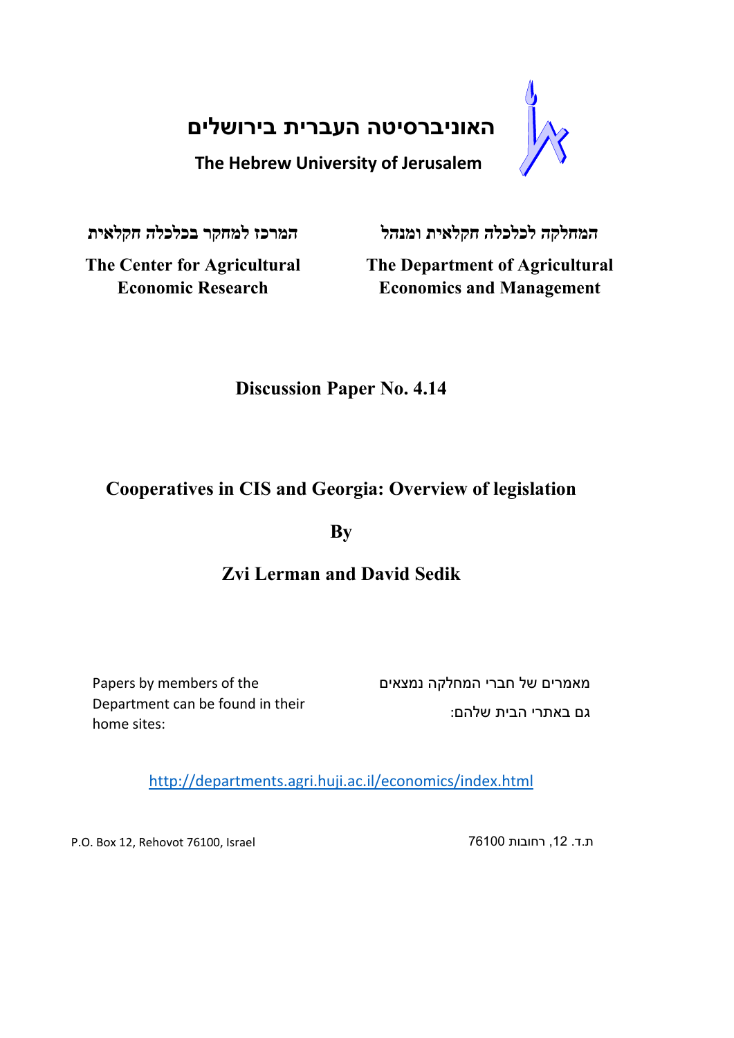# האוניברסיטה העברית בירושלים

**The Hebrew University of Jerusalem**

**המרכז למחקר בכלכלה חקלאית**

**The Center for Agricultural Economic Research**

**המחלקה לכלכלה חקלאית ומנהל**

**The Department of Agricultural Economics and Management**

## Discussion Paper No. 4.14

# Cooperatives in CIS and Georgia: Overview of legislation

**By**

## Zvi Lerman and David Sedik

Papers by members of the Department can be found in their home sites:

מאמרים של חברי המחלקה נמצאים גם באתרי הבית שלהם:

http://departments.agri.huji.ac.il/economics/index.html

P.O. Box 12, Rehovot 76100, Israel

ת.ד. 12, רחובות 76100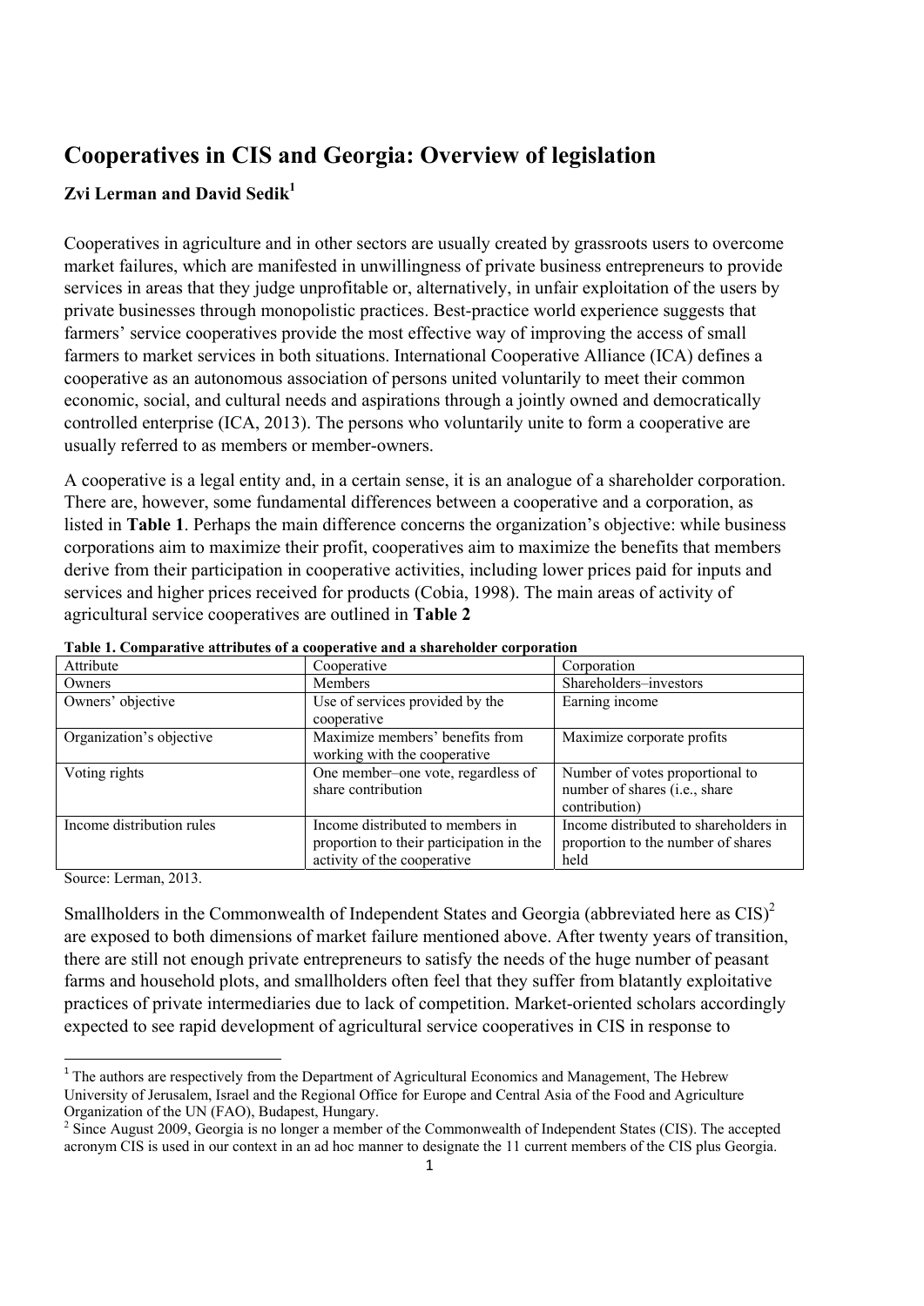# Cooperatives in CIS and Georgia: Overview of legislation

**Zvi Lerman and David Sedik**[1]

Cooperatives in agriculture and in other sectors are usually created by grassroots users to overcome market failures, which are manifested in unwillingness of private business entrepreneurs to provide services in areas that they judge unprofitable or, alternatively, in unfair exploitation of the users by private businesses through monopolistic practices. Best-practice world experience suggests that farmers' service cooperatives provide the most effective way of improving the access of small farmers to market services in both situations. International Cooperative Alliance (ICA) defines a cooperative as an autonomous association of persons united voluntarily to meet their common economic, social, and cultural needs and aspirations through a jointly owned and democratically controlled enterprise (ICA, 2013). The persons who voluntarily unite to form a cooperative are usually referred to as members or member-owners.

A cooperative is a legal entity and, in a certain sense, it is an analogue of a shareholder corporation. There are, however, some fundamental differences between a cooperative and a corporation, as listed in **Table 1**. Perhaps the main difference concerns the organization's objective: while business corporations aim to maximize their profit, cooperatives aim to maximize the benefits that members derive from their participation in cooperative activities, including lower prices paid for inputs and services and higher prices received for products (Cobia, 1998). The main areas of activity of agricultural service cooperatives are outlined in **Table 2**

**Table 1. Comparative attributes of a cooperative and a shareholder corporation**

| Attribute | Cooperative | Corporation |
|---|---|---|
| Owners | Members | Shareholders–investors |
| Owners' objective | Use of services provided by the cooperative | Earning income |
| Organization's objective | Maximize members' benefits from working with the cooperative | Maximize corporate profits |
| Voting rights | One member–one vote, regardless of share contribution | Number of votes proportional to number of shares (i.e., share contribution) |
| Income distribution rules | Income distributed to members in proportion to their participation in the activity of the cooperative | Income distributed to shareholders in proportion to the number of shares held |

Source: Lerman, 2013.

Smallholders in the Commonwealth of Independent States and Georgia (abbreviated here as CIS)[2] are exposed to both dimensions of market failure mentioned above. After twenty years of transition, there are still not enough private entrepreneurs to satisfy the needs of the huge number of peasant farms and household plots, and smallholders often feel that they suffer from blatantly exploitative practices of private intermediaries due to lack of competition. Market-oriented scholars accordingly expected to see rapid development of agricultural service cooperatives in CIS in response to

[1] The authors are respectively from the Department of Agricultural Economics and Management, The Hebrew University of Jerusalem, Israel and the Regional Office for Europe and Central Asia of the Food and Agriculture Organization of the UN (FAO), Budapest, Hungary.

[2] Since August 2009, Georgia is no longer a member of the Commonwealth of Independent States (CIS). The accepted acronym CIS is used in our context in an ad hoc manner to designate the 11 current members of the CIS plus Georgia.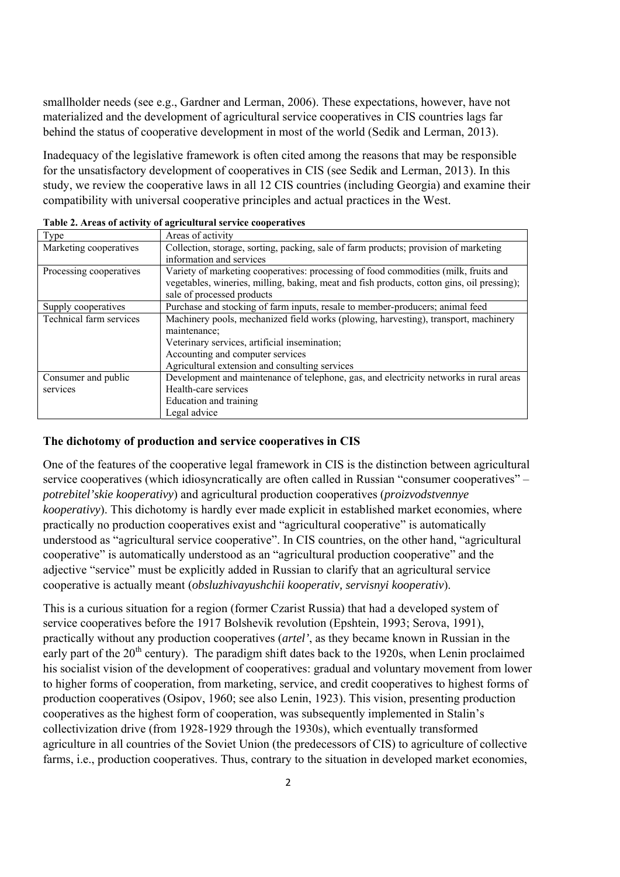smallholder needs (see e.g., Gardner and Lerman, 2006). These expectations, however, have not materialized and the development of agricultural service cooperatives in CIS countries lags far behind the status of cooperative development in most of the world (Sedik and Lerman, 2013).

Inadequacy of the legislative framework is often cited among the reasons that may be responsible for the unsatisfactory development of cooperatives in CIS (see Sedik and Lerman, 2013). In this study, we review the cooperative laws in all 12 CIS countries (including Georgia) and examine their compatibility with universal cooperative principles and actual practices in the West.

**Table 2. Areas of activity of agricultural service cooperatives**

| Type | Areas of activity |
|---|---|
| Marketing cooperatives | Collection, storage, sorting, packing, sale of farm products; provision of marketing information and services |
| Processing cooperatives | Variety of marketing cooperatives: processing of food commodities (milk, fruits and vegetables, wineries, milling, baking, meat and fish products, cotton gins, oil pressing); sale of processed products |
| Supply cooperatives | Purchase and stocking of farm inputs, resale to member-producers; animal feed |
| Technical farm services | Machinery pools, mechanized field works (plowing, harvesting), transport, machinery maintenance;<br>Veterinary services, artificial insemination;<br>Accounting and computer services<br>Agricultural extension and consulting services |
| Consumer and public services | Development and maintenance of telephone, gas, and electricity networks in rural areas<br>Health-care services<br>Education and training<br>Legal advice |

### The dichotomy of production and service cooperatives in CIS

One of the features of the cooperative legal framework in CIS is the distinction between agricultural service cooperatives (which idiosyncratically are often called in Russian "consumer cooperatives" – *potrebitel'skie kooperativy*) and agricultural production cooperatives (*proizvodstvennye kooperativy*). This dichotomy is hardly ever made explicit in established market economies, where practically no production cooperatives exist and "agricultural cooperative" is automatically understood as "agricultural service cooperative". In CIS countries, on the other hand, "agricultural cooperative" is automatically understood as an "agricultural production cooperative" and the adjective "service" must be explicitly added in Russian to clarify that an agricultural service cooperative is actually meant (*obsluzhivayushchii kooperativ, servisnyi kooperativ*).

This is a curious situation for a region (former Czarist Russia) that had a developed system of service cooperatives before the 1917 Bolshevik revolution (Epshtein, 1993; Serova, 1991), practically without any production cooperatives (*artel'*, as they became known in Russian in the early part of the 20th century). The paradigm shift dates back to the 1920s, when Lenin proclaimed his socialist vision of the development of cooperatives: gradual and voluntary movement from lower to higher forms of cooperation, from marketing, service, and credit cooperatives to highest forms of production cooperatives (Osipov, 1960; see also Lenin, 1923). This vision, presenting production cooperatives as the highest form of cooperation, was subsequently implemented in Stalin's collectivization drive (from 1928-1929 through the 1930s), which eventually transformed agriculture in all countries of the Soviet Union (the predecessors of CIS) to agriculture of collective farms, i.e., production cooperatives. Thus, contrary to the situation in developed market economies,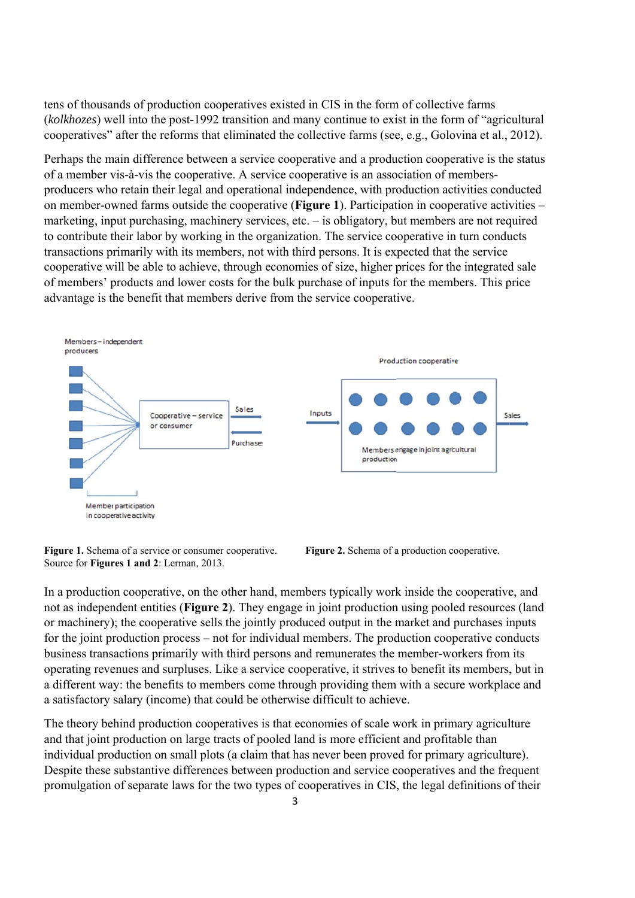tens of thousands of production cooperatives existed in CIS in the form of collective farms (*kolkhozes*) well into the post-1992 transition and many continue to exist in the form of "agricultural cooperatives" after the reforms that eliminated the collective farms (see, e.g., Golovina et al., 2012).

Perhaps the main difference between a service cooperative and a production cooperative is the status of a member vis-à-vis the cooperative. A service cooperative is an association of members-producers who retain their legal and operational independence, with production activities conducted on member-owned farms outside the cooperative (**Figure 1**). Participation in cooperative activities – marketing, input purchasing, machinery services, etc. – is obligatory, but members are not required to contribute their labor by working in the organization. The service cooperative in turn conducts transactions primarily with its members, not with third persons. It is expected that the service cooperative will be able to achieve, through economies of size, higher prices for the integrated sale of members' products and lower costs for the bulk purchase of inputs for the members. This price advantage is the benefit that members derive from the service cooperative.

**Figure 1.** Schema of a service or consumer cooperative.

**Figure 2.** Schema of a production cooperative.

Source for **Figures 1 and 2**: Lerman, 2013.

In a production cooperative, on the other hand, members typically work inside the cooperative, and not as independent entities (**Figure 2**). They engage in joint production using pooled resources (land or machinery); the cooperative sells the jointly produced output in the market and purchases inputs for the joint production process – not for individual members. The production cooperative conducts business transactions primarily with third persons and remunerates the member-workers from its operating revenues and surpluses. Like a service cooperative, it strives to benefit its members, but in a different way: the benefits to members come through providing them with a secure workplace and a satisfactory salary (income) that could be otherwise difficult to achieve.

The theory behind production cooperatives is that economies of scale work in primary agriculture and that joint production on large tracts of pooled land is more efficient and profitable than individual production on small plots (a claim that has never been proved for primary agriculture). Despite these substantive differences between production and service cooperatives and the frequent promulgation of separate laws for the two types of cooperatives in CIS, the legal definitions of their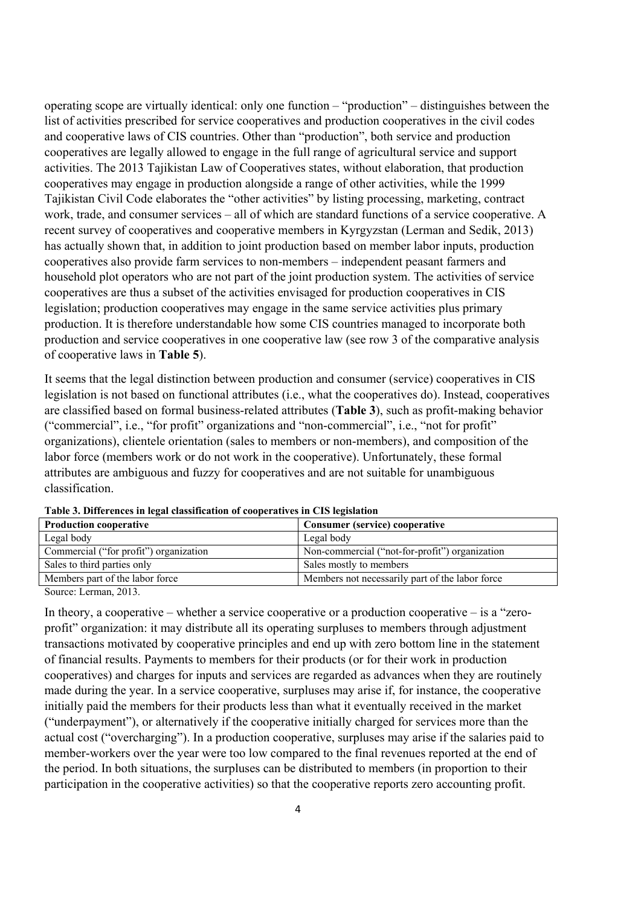operating scope are virtually identical: only one function – "production" – distinguishes between the list of activities prescribed for service cooperatives and production cooperatives in the civil codes and cooperative laws of CIS countries. Other than "production", both service and production cooperatives are legally allowed to engage in the full range of agricultural service and support activities. The 2013 Tajikistan Law of Cooperatives states, without elaboration, that production cooperatives may engage in production alongside a range of other activities, while the 1999 Tajikistan Civil Code elaborates the "other activities" by listing processing, marketing, contract work, trade, and consumer services – all of which are standard functions of a service cooperative. A recent survey of cooperatives and cooperative members in Kyrgyzstan (Lerman and Sedik, 2013) has actually shown that, in addition to joint production based on member labor inputs, production cooperatives also provide farm services to non-members – independent peasant farmers and household plot operators who are not part of the joint production system. The activities of service cooperatives are thus a subset of the activities envisaged for production cooperatives in CIS legislation; production cooperatives may engage in the same service activities plus primary production. It is therefore understandable how some CIS countries managed to incorporate both production and service cooperatives in one cooperative law (see row 3 of the comparative analysis of cooperative laws in **Table 5**).

It seems that the legal distinction between production and consumer (service) cooperatives in CIS legislation is not based on functional attributes (i.e., what the cooperatives do). Instead, cooperatives are classified based on formal business-related attributes (**Table 3**), such as profit-making behavior ("commercial", i.e., "for profit" organizations and "non-commercial", i.e., "not for profit" organizations), clientele orientation (sales to members or non-members), and composition of the labor force (members work or do not work in the cooperative). Unfortunately, these formal attributes are ambiguous and fuzzy for cooperatives and are not suitable for unambiguous classification.

**Table 3. Differences in legal classification of cooperatives in CIS legislation**

| Production cooperative | Consumer (service) cooperative |
|---|---|
| Legal body | Legal body |
| Commercial ("for profit") organization | Non-commercial ("not-for-profit") organization |
| Sales to third parties only | Sales mostly to members |
| Members part of the labor force | Members not necessarily part of the labor force |

Source: Lerman, 2013.

In theory, a cooperative – whether a service cooperative or a production cooperative – is a "zero-profit" organization: it may distribute all its operating surpluses to members through adjustment transactions motivated by cooperative principles and end up with zero bottom line in the statement of financial results. Payments to members for their products (or for their work in production cooperatives) and charges for inputs and services are regarded as advances when they are routinely made during the year. In a service cooperative, surpluses may arise if, for instance, the cooperative initially paid the members for their products less than what it eventually received in the market ("underpayment"), or alternatively if the cooperative initially charged for services more than the actual cost ("overcharging"). In a production cooperative, surpluses may arise if the salaries paid to member-workers over the year were too low compared to the final revenues reported at the end of the period. In both situations, the surpluses can be distributed to members (in proportion to their participation in the cooperative activities) so that the cooperative reports zero accounting profit.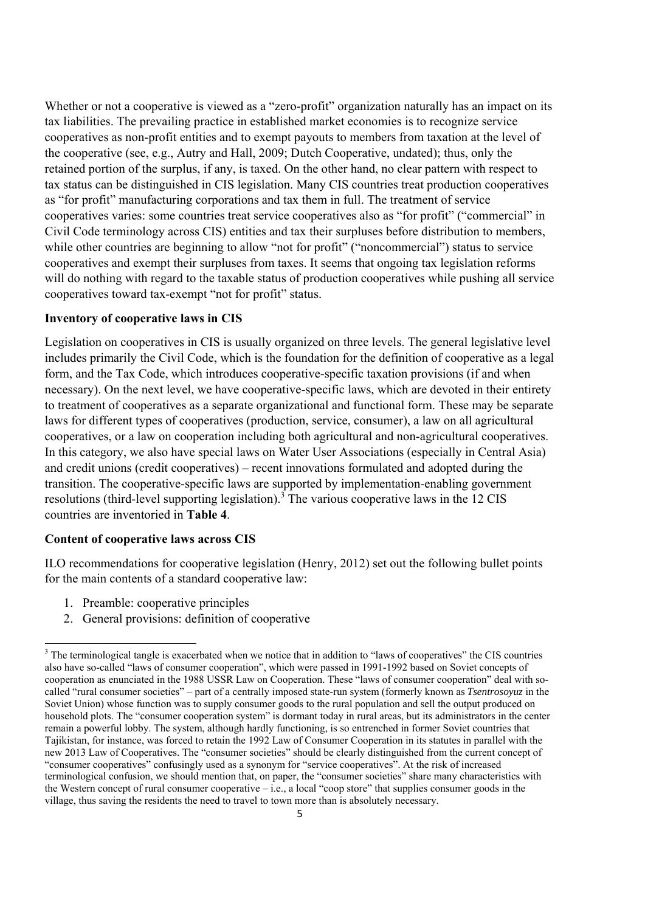Whether or not a cooperative is viewed as a "zero-profit" organization naturally has an impact on its tax liabilities. The prevailing practice in established market economies is to recognize service cooperatives as non-profit entities and to exempt payouts to members from taxation at the level of the cooperative (see, e.g., Autry and Hall, 2009; Dutch Cooperative, undated); thus, only the retained portion of the surplus, if any, is taxed. On the other hand, no clear pattern with respect to tax status can be distinguished in CIS legislation. Many CIS countries treat production cooperatives as "for profit" manufacturing corporations and tax them in full. The treatment of service cooperatives varies: some countries treat service cooperatives also as "for profit" ("commercial" in Civil Code terminology across CIS) entities and tax their surpluses before distribution to members, while other countries are beginning to allow "not for profit" ("noncommercial") status to service cooperatives and exempt their surpluses from taxes. It seems that ongoing tax legislation reforms will do nothing with regard to the taxable status of production cooperatives while pushing all service cooperatives toward tax-exempt "not for profit" status.

**Inventory of cooperative laws in CIS**

Legislation on cooperatives in CIS is usually organized on three levels. The general legislative level includes primarily the Civil Code, which is the foundation for the definition of cooperative as a legal form, and the Tax Code, which introduces cooperative-specific taxation provisions (if and when necessary). On the next level, we have cooperative-specific laws, which are devoted in their entirety to treatment of cooperatives as a separate organizational and functional form. These may be separate laws for different types of cooperatives (production, service, consumer), a law on all agricultural cooperatives, or a law on cooperation including both agricultural and non-agricultural cooperatives. In this category, we also have special laws on Water User Associations (especially in Central Asia) and credit unions (credit cooperatives) – recent innovations formulated and adopted during the transition. The cooperative-specific laws are supported by implementation-enabling government resolutions (third-level supporting legislation).[3] The various cooperative laws in the 12 CIS countries are inventoried in **Table 4**.

**Content of cooperative laws across CIS**

ILO recommendations for cooperative legislation (Henry, 2012) set out the following bullet points for the main contents of a standard cooperative law:

1. Preamble: cooperative principles
2. General provisions: definition of cooperative

[3] The terminological tangle is exacerbated when we notice that in addition to "laws of cooperatives" the CIS countries also have so-called "laws of consumer cooperation", which were passed in 1991-1992 based on Soviet concepts of cooperation as enunciated in the 1988 USSR Law on Cooperation. These "laws of consumer cooperation" deal with so-called "rural consumer societies" – part of a centrally imposed state-run system (formerly known as *Tsentrosoyuz* in the Soviet Union) whose function was to supply consumer goods to the rural population and sell the output produced on household plots. The "consumer cooperation system" is dormant today in rural areas, but its administrators in the center remain a powerful lobby. The system, although hardly functioning, is so entrenched in former Soviet countries that Tajikistan, for instance, was forced to retain the 1992 Law of Consumer Cooperation in its statutes in parallel with the new 2013 Law of Cooperatives. The "consumer societies" should be clearly distinguished from the current concept of "consumer cooperatives" confusingly used as a synonym for "service cooperatives". At the risk of increased terminological confusion, we should mention that, on paper, the "consumer societies" share many characteristics with the Western concept of rural consumer cooperative – i.e., a local "coop store" that supplies consumer goods in the village, thus saving the residents the need to travel to town more than is absolutely necessary.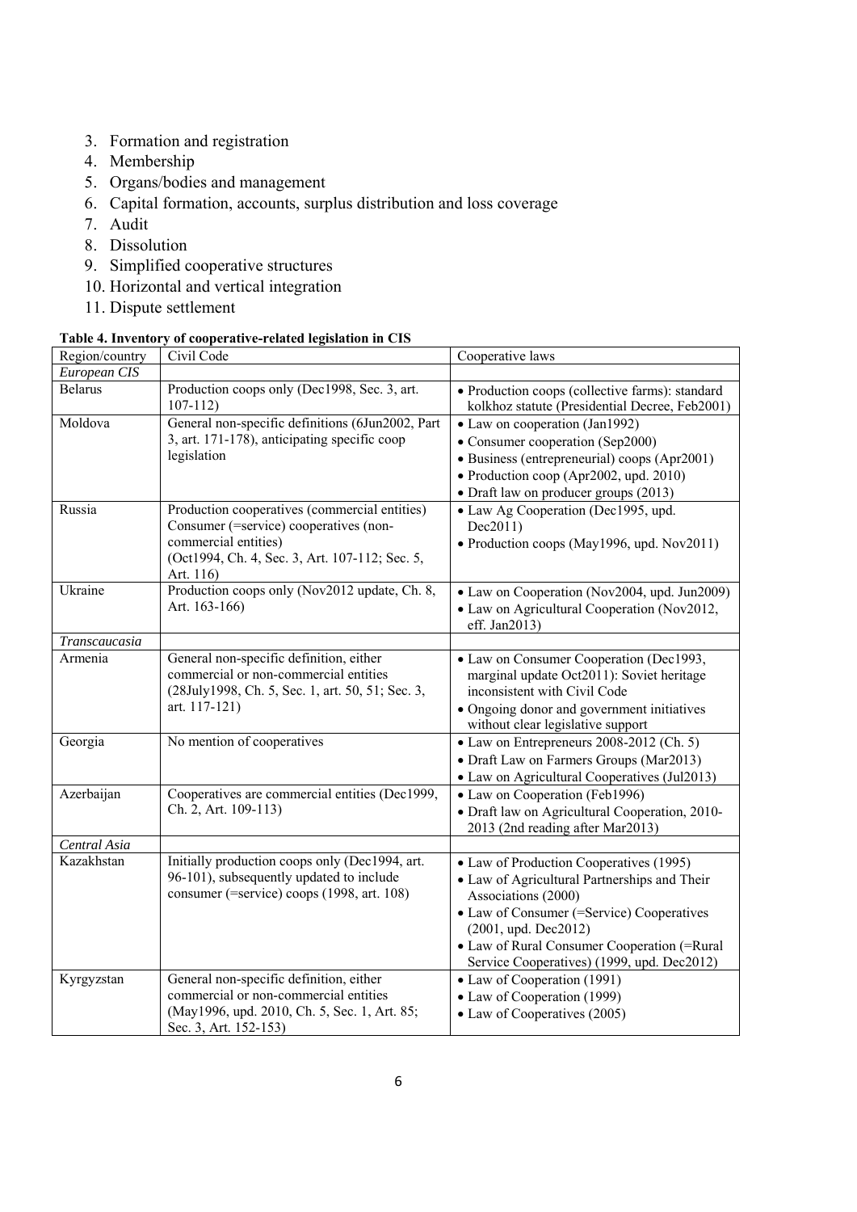3. Formation and registration
4. Membership
5. Organs/bodies and management
6. Capital formation, accounts, surplus distribution and loss coverage
7. Audit
8. Dissolution
9. Simplified cooperative structures
10. Horizontal and vertical integration
11. Dispute settlement

**Table 4. Inventory of cooperative-related legislation in CIS**

| Region/country | Civil Code | Cooperative laws |
|---|---|---|
| *European CIS* | | |
| Belarus | Production coops only (Dec1998, Sec. 3, art. 107-112) | • Production coops (collective farms): standard kolkhoz statute (Presidential Decree, Feb2001) |
| Moldova | General non-specific definitions (6Jun2002, Part 3, art. 171-178), anticipating specific coop legislation | • Law on cooperation (Jan1992)<br>• Consumer cooperation (Sep2000)<br>• Business (entrepreneurial) coops (Apr2001)<br>• Production coop (Apr2002, upd. 2010)<br>• Draft law on producer groups (2013) |
| Russia | Production cooperatives (commercial entities) Consumer (=service) cooperatives (non-commercial entities) (Oct1994, Ch. 4, Sec. 3, Art. 107-112; Sec. 5, Art. 116) | • Law Ag Cooperation (Dec1995, upd. Dec2011)<br>• Production coops (May1996, upd. Nov2011) |
| Ukraine | Production coops only (Nov2012 update, Ch. 8, Art. 163-166) | • Law on Cooperation (Nov2004, upd. Jun2009)<br>• Law on Agricultural Cooperation (Nov2012, eff. Jan2013) |
| *Transcaucasia* | | |
| Armenia | General non-specific definition, either commercial or non-commercial entities (28July1998, Ch. 5, Sec. 1, art. 50, 51; Sec. 3, art. 117-121) | • Law on Consumer Cooperation (Dec1993, marginal update Oct2011): Soviet heritage inconsistent with Civil Code<br>• Ongoing donor and government initiatives without clear legislative support |
| Georgia | No mention of cooperatives | • Law on Entrepreneurs 2008-2012 (Ch. 5)<br>• Draft Law on Farmers Groups (Mar2013)<br>• Law on Agricultural Cooperatives (Jul2013) |
| Azerbaijan | Cooperatives are commercial entities (Dec1999, Ch. 2, Art. 109-113) | • Law on Cooperation (Feb1996)<br>• Draft law on Agricultural Cooperation, 2010-2013 (2nd reading after Mar2013) |
| *Central Asia* | | |
| Kazakhstan | Initially production coops only (Dec1994, art. 96-101), subsequently updated to include consumer (=service) coops (1998, art. 108) | • Law of Production Cooperatives (1995)<br>• Law of Agricultural Partnerships and Their Associations (2000)<br>• Law of Consumer (=Service) Cooperatives (2001, upd. Dec2012)<br>• Law of Rural Consumer Cooperation (=Rural Service Cooperatives) (1999, upd. Dec2012) |
| Kyrgyzstan | General non-specific definition, either commercial or non-commercial entities (May1996, upd. 2010, Ch. 5, Sec. 1, Art. 85; Sec. 3, Art. 152-153) | • Law of Cooperation (1991)<br>• Law of Cooperation (1999)<br>• Law of Cooperatives (2005) |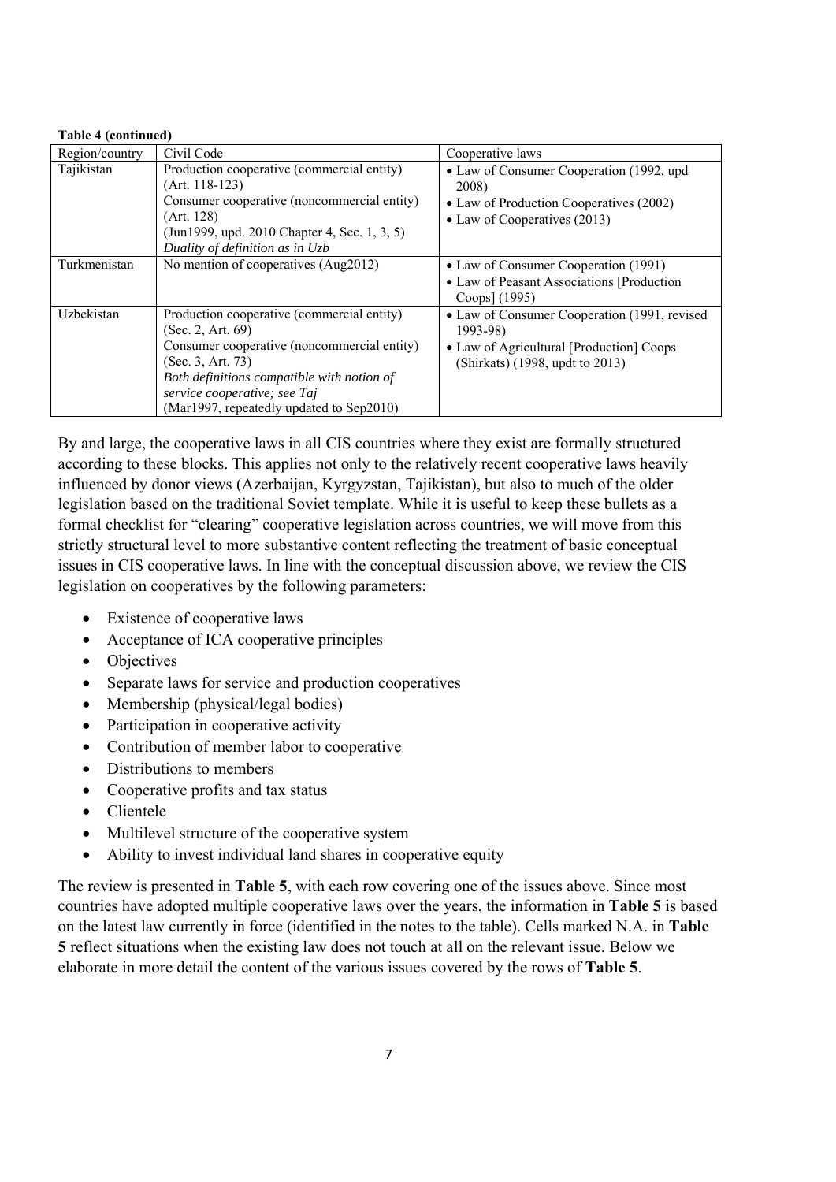**Table 4 (continued)**

| Region/country | Civil Code | Cooperative laws |
|---|---|---|
| Tajikistan | Production cooperative (commercial entity) (Art. 118-123)<br>Consumer cooperative (noncommercial entity) (Art. 128)<br>(Jun1999, upd. 2010 Chapter 4, Sec. 1, 3, 5)<br>*Duality of definition as in Uzb* | • Law of Consumer Cooperation (1992, upd 2008)<br>• Law of Production Cooperatives (2002)<br>• Law of Cooperatives (2013) |
| Turkmenistan | No mention of cooperatives (Aug2012) | • Law of Consumer Cooperation (1991)<br>• Law of Peasant Associations [Production Coops] (1995) |
| Uzbekistan | Production cooperative (commercial entity) (Sec. 2, Art. 69)<br>Consumer cooperative (noncommercial entity) (Sec. 3, Art. 73)<br>*Both definitions compatible with notion of service cooperative; see Taj*<br>(Mar1997, repeatedly updated to Sep2010) | • Law of Consumer Cooperation (1991, revised 1993-98)<br>• Law of Agricultural [Production] Coops (Shirkats) (1998, updt to 2013) |

By and large, the cooperative laws in all CIS countries where they exist are formally structured according to these blocks. This applies not only to the relatively recent cooperative laws heavily influenced by donor views (Azerbaijan, Kyrgyzstan, Tajikistan), but also to much of the older legislation based on the traditional Soviet template. While it is useful to keep these bullets as a formal checklist for "clearing" cooperative legislation across countries, we will move from this strictly structural level to more substantive content reflecting the treatment of basic conceptual issues in CIS cooperative laws. In line with the conceptual discussion above, we review the CIS legislation on cooperatives by the following parameters:

- Existence of cooperative laws
- Acceptance of ICA cooperative principles
- Objectives
- Separate laws for service and production cooperatives
- Membership (physical/legal bodies)
- Participation in cooperative activity
- Contribution of member labor to cooperative
- Distributions to members
- Cooperative profits and tax status
- Clientele
- Multilevel structure of the cooperative system
- Ability to invest individual land shares in cooperative equity

The review is presented in **Table 5**, with each row covering one of the issues above. Since most countries have adopted multiple cooperative laws over the years, the information in **Table 5** is based on the latest law currently in force (identified in the notes to the table). Cells marked N.A. in **Table 5** reflect situations when the existing law does not touch at all on the relevant issue. Below we elaborate in more detail the content of the various issues covered by the rows of **Table 5**.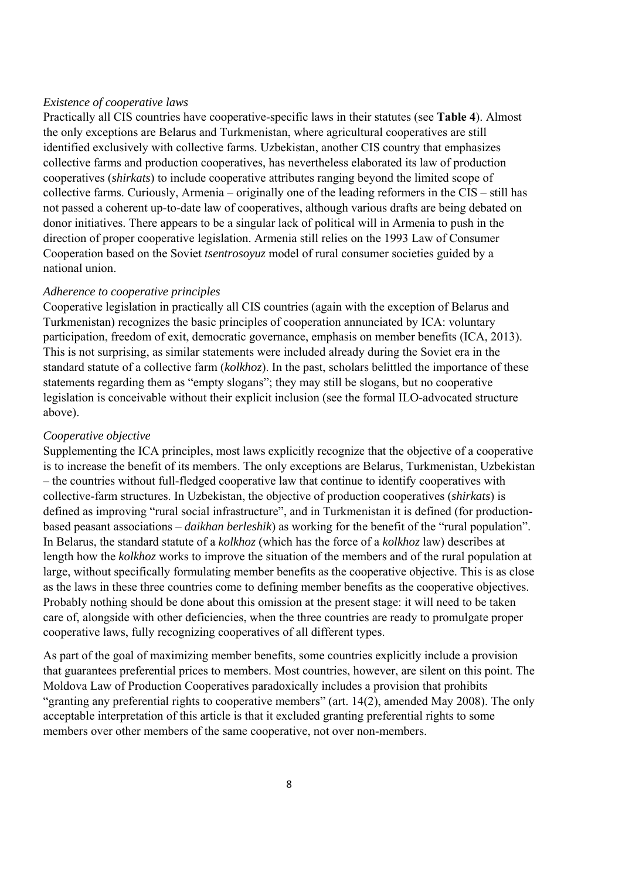*Existence of cooperative laws*

Practically all CIS countries have cooperative-specific laws in their statutes (see **Table 4**). Almost the only exceptions are Belarus and Turkmenistan, where agricultural cooperatives are still identified exclusively with collective farms. Uzbekistan, another CIS country that emphasizes collective farms and production cooperatives, has nevertheless elaborated its law of production cooperatives (*shirkats*) to include cooperative attributes ranging beyond the limited scope of collective farms. Curiously, Armenia – originally one of the leading reformers in the CIS – still has not passed a coherent up-to-date law of cooperatives, although various drafts are being debated on donor initiatives. There appears to be a singular lack of political will in Armenia to push in the direction of proper cooperative legislation. Armenia still relies on the 1993 Law of Consumer Cooperation based on the Soviet *tsentrosoyuz* model of rural consumer societies guided by a national union.

*Adherence to cooperative principles*

Cooperative legislation in practically all CIS countries (again with the exception of Belarus and Turkmenistan) recognizes the basic principles of cooperation annunciated by ICA: voluntary participation, freedom of exit, democratic governance, emphasis on member benefits (ICA, 2013). This is not surprising, as similar statements were included already during the Soviet era in the standard statute of a collective farm (*kolkhoz*). In the past, scholars belittled the importance of these statements regarding them as "empty slogans"; they may still be slogans, but no cooperative legislation is conceivable without their explicit inclusion (see the formal ILO-advocated structure above).

*Cooperative objective*

Supplementing the ICA principles, most laws explicitly recognize that the objective of a cooperative is to increase the benefit of its members. The only exceptions are Belarus, Turkmenistan, Uzbekistan – the countries without full-fledged cooperative law that continue to identify cooperatives with collective-farm structures. In Uzbekistan, the objective of production cooperatives (*shirkats*) is defined as improving "rural social infrastructure", and in Turkmenistan it is defined (for production-based peasant associations – *daikhan berleshik*) as working for the benefit of the "rural population". In Belarus, the standard statute of a *kolkhoz* (which has the force of a *kolkhoz* law) describes at length how the *kolkhoz* works to improve the situation of the members and of the rural population at large, without specifically formulating member benefits as the cooperative objective. This is as close as the laws in these three countries come to defining member benefits as the cooperative objectives. Probably nothing should be done about this omission at the present stage: it will need to be taken care of, alongside with other deficiencies, when the three countries are ready to promulgate proper cooperative laws, fully recognizing cooperatives of all different types.

As part of the goal of maximizing member benefits, some countries explicitly include a provision that guarantees preferential prices to members. Most countries, however, are silent on this point. The Moldova Law of Production Cooperatives paradoxically includes a provision that prohibits "granting any preferential rights to cooperative members" (art. 14(2), amended May 2008). The only acceptable interpretation of this article is that it excluded granting preferential rights to some members over other members of the same cooperative, not over non-members.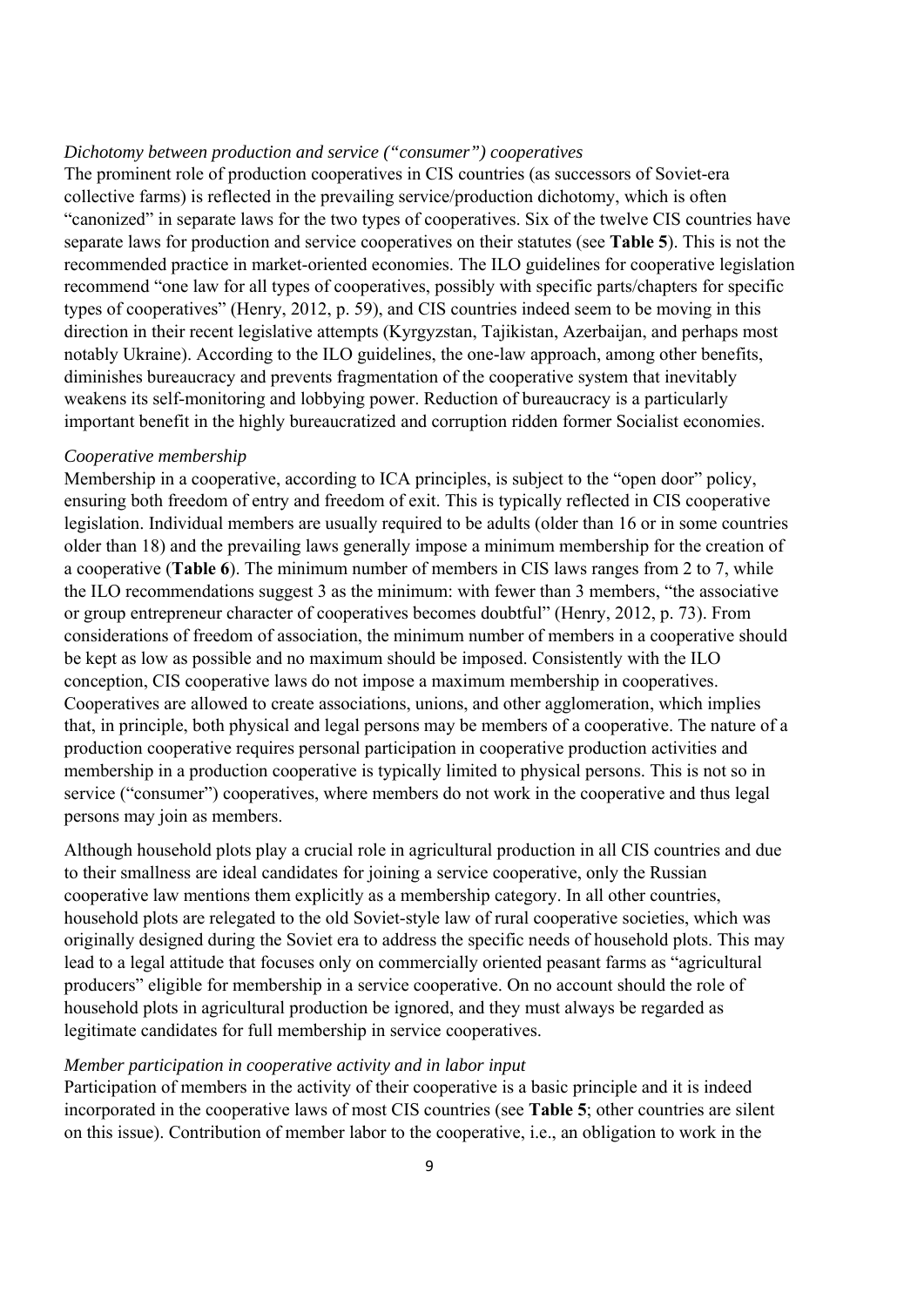*Dichotomy between production and service ("consumer") cooperatives*

The prominent role of production cooperatives in CIS countries (as successors of Soviet-era collective farms) is reflected in the prevailing service/production dichotomy, which is often "canonized" in separate laws for the two types of cooperatives. Six of the twelve CIS countries have separate laws for production and service cooperatives on their statutes (see **Table 5**). This is not the recommended practice in market-oriented economies. The ILO guidelines for cooperative legislation recommend "one law for all types of cooperatives, possibly with specific parts/chapters for specific types of cooperatives" (Henry, 2012, p. 59), and CIS countries indeed seem to be moving in this direction in their recent legislative attempts (Kyrgyzstan, Tajikistan, Azerbaijan, and perhaps most notably Ukraine). According to the ILO guidelines, the one-law approach, among other benefits, diminishes bureaucracy and prevents fragmentation of the cooperative system that inevitably weakens its self-monitoring and lobbying power. Reduction of bureaucracy is a particularly important benefit in the highly bureaucratized and corruption ridden former Socialist economies.

*Cooperative membership*

Membership in a cooperative, according to ICA principles, is subject to the "open door" policy, ensuring both freedom of entry and freedom of exit. This is typically reflected in CIS cooperative legislation. Individual members are usually required to be adults (older than 16 or in some countries older than 18) and the prevailing laws generally impose a minimum membership for the creation of a cooperative (**Table 6**). The minimum number of members in CIS laws ranges from 2 to 7, while the ILO recommendations suggest 3 as the minimum: with fewer than 3 members, "the associative or group entrepreneur character of cooperatives becomes doubtful" (Henry, 2012, p. 73). From considerations of freedom of association, the minimum number of members in a cooperative should be kept as low as possible and no maximum should be imposed. Consistently with the ILO conception, CIS cooperative laws do not impose a maximum membership in cooperatives. Cooperatives are allowed to create associations, unions, and other agglomeration, which implies that, in principle, both physical and legal persons may be members of a cooperative. The nature of a production cooperative requires personal participation in cooperative production activities and membership in a production cooperative is typically limited to physical persons. This is not so in service ("consumer") cooperatives, where members do not work in the cooperative and thus legal persons may join as members.

Although household plots play a crucial role in agricultural production in all CIS countries and due to their smallness are ideal candidates for joining a service cooperative, only the Russian cooperative law mentions them explicitly as a membership category. In all other countries, household plots are relegated to the old Soviet-style law of rural cooperative societies, which was originally designed during the Soviet era to address the specific needs of household plots. This may lead to a legal attitude that focuses only on commercially oriented peasant farms as "agricultural producers" eligible for membership in a service cooperative. On no account should the role of household plots in agricultural production be ignored, and they must always be regarded as legitimate candidates for full membership in service cooperatives.

*Member participation in cooperative activity and in labor input*

Participation of members in the activity of their cooperative is a basic principle and it is indeed incorporated in the cooperative laws of most CIS countries (see **Table 5**; other countries are silent on this issue). Contribution of member labor to the cooperative, i.e., an obligation to work in the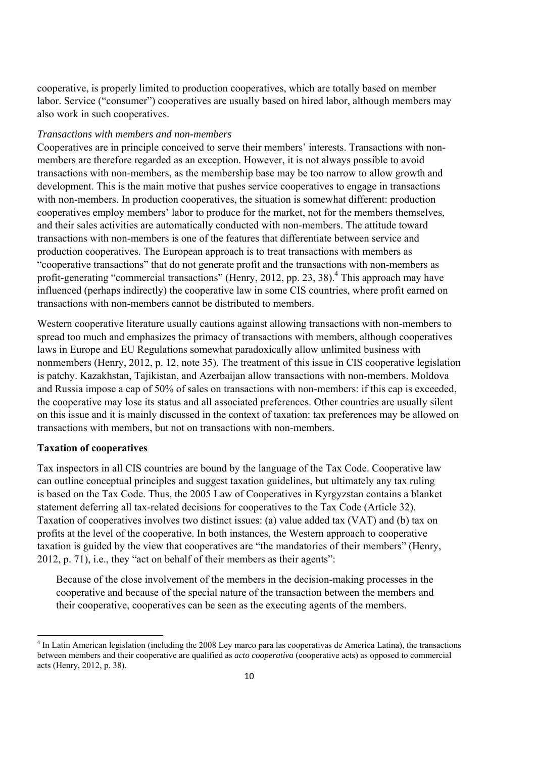cooperative, is properly limited to production cooperatives, which are totally based on member labor. Service ("consumer") cooperatives are usually based on hired labor, although members may also work in such cooperatives.

*Transactions with members and non-members*

Cooperatives are in principle conceived to serve their members' interests. Transactions with non-members are therefore regarded as an exception. However, it is not always possible to avoid transactions with non-members, as the membership base may be too narrow to allow growth and development. This is the main motive that pushes service cooperatives to engage in transactions with non-members. In production cooperatives, the situation is somewhat different: production cooperatives employ members' labor to produce for the market, not for the members themselves, and their sales activities are automatically conducted with non-members. The attitude toward transactions with non-members is one of the features that differentiate between service and production cooperatives. The European approach is to treat transactions with members as "cooperative transactions" that do not generate profit and the transactions with non-members as profit-generating "commercial transactions" (Henry, 2012, pp. 23, 38).[4] This approach may have influenced (perhaps indirectly) the cooperative law in some CIS countries, where profit earned on transactions with non-members cannot be distributed to members.

Western cooperative literature usually cautions against allowing transactions with non-members to spread too much and emphasizes the primacy of transactions with members, although cooperatives laws in Europe and EU Regulations somewhat paradoxically allow unlimited business with nonmembers (Henry, 2012, p. 12, note 35). The treatment of this issue in CIS cooperative legislation is patchy. Kazakhstan, Tajikistan, and Azerbaijan allow transactions with non-members. Moldova and Russia impose a cap of 50% of sales on transactions with non-members: if this cap is exceeded, the cooperative may lose its status and all associated preferences. Other countries are usually silent on this issue and it is mainly discussed in the context of taxation: tax preferences may be allowed on transactions with members, but not on transactions with non-members.

**Taxation of cooperatives**

Tax inspectors in all CIS countries are bound by the language of the Tax Code. Cooperative law can outline conceptual principles and suggest taxation guidelines, but ultimately any tax ruling is based on the Tax Code. Thus, the 2005 Law of Cooperatives in Kyrgyzstan contains a blanket statement deferring all tax-related decisions for cooperatives to the Tax Code (Article 32). Taxation of cooperatives involves two distinct issues: (a) value added tax (VAT) and (b) tax on profits at the level of the cooperative. In both instances, the Western approach to cooperative taxation is guided by the view that cooperatives are "the mandatories of their members" (Henry, 2012, p. 71), i.e., they "act on behalf of their members as their agents":

> Because of the close involvement of the members in the decision-making processes in the cooperative and because of the special nature of the transaction between the members and their cooperative, cooperatives can be seen as the executing agents of the members.

[4] In Latin American legislation (including the 2008 Ley marco para las cooperativas de America Latina), the transactions between members and their cooperative are qualified as *acto cooperativa* (cooperative acts) as opposed to commercial acts (Henry, 2012, p. 38).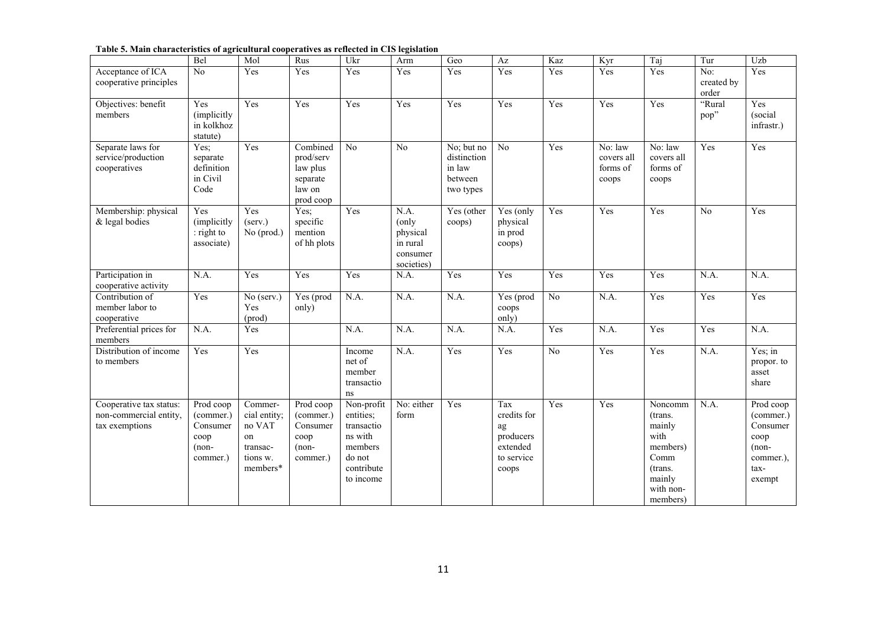**Table 5. Main characteristics of agricultural cooperatives as reflected in CIS legislation**

| | Bel | Mol | Rus | Ukr | Arm | Geo | Az | Kaz | Kyr | Taj | Tur | Uzb |
|---|---|---|---|---|---|---|---|---|---|---|---|---|
| Acceptance of ICA cooperative principles | No | Yes | Yes | Yes | Yes | Yes | Yes | Yes | Yes | Yes | No: created by order | Yes |
| Objectives: benefit members | Yes (implicitly in kolkhoz statute) | Yes | Yes | Yes | Yes | Yes | Yes | Yes | Yes | Yes | "Rural pop" | Yes (social infrastr.) |
| Separate laws for service/production cooperatives | Yes; separate definition in Civil Code | Yes | Combined prod/serv law plus separate law on prod coop | No | No | No; but no distinction in law between two types | No | Yes | No: law covers all forms of coops | No: law covers all forms of coops | Yes | Yes |
| Membership: physical & legal bodies | Yes (implicitly: right to associate) | Yes (serv.) No (prod.) | Yes; specific mention of hh plots | Yes | N.A. (only physical in rural consumer societies) | Yes (other coops) | Yes (only physical in prod coops) | Yes | Yes | Yes | No | Yes |
| Participation in cooperative activity | N.A. | Yes | Yes | Yes | N.A. | Yes | Yes | Yes | Yes | Yes | N.A. | N.A. |
| Contribution of member labor to cooperative | Yes | No (serv.) Yes (prod) | Yes (prod only) | N.A. | N.A. | N.A. | Yes (prod coops only) | No | N.A. | Yes | Yes | Yes |
| Preferential prices for members | N.A. | Yes | | N.A. | N.A. | N.A. | N.A. | Yes | N.A. | Yes | Yes | N.A. |
| Distribution of income to members | Yes | Yes | | Income net of member transactions | N.A. | Yes | Yes | No | Yes | Yes | N.A. | Yes; in propor. to asset share |
| Cooperative tax status: non-commercial entity, tax exemptions | Prod coop (commer.) Consumer coop (non-commer.) | Commer-cial entity; no VAT on transac-tions w. members* | Prod coop (commer.) Consumer coop (non-commer.) | Non-profit entities; transactions with members do not contribute to income | No: either form | Yes | Tax credits for ag producers extended to service coops | Yes | Yes | Noncomm (trans. mainly with members) Comm (trans. mainly with non-members) | N.A. | Prod coop (commer.) Consumer coop (non-commer.), tax-exempt |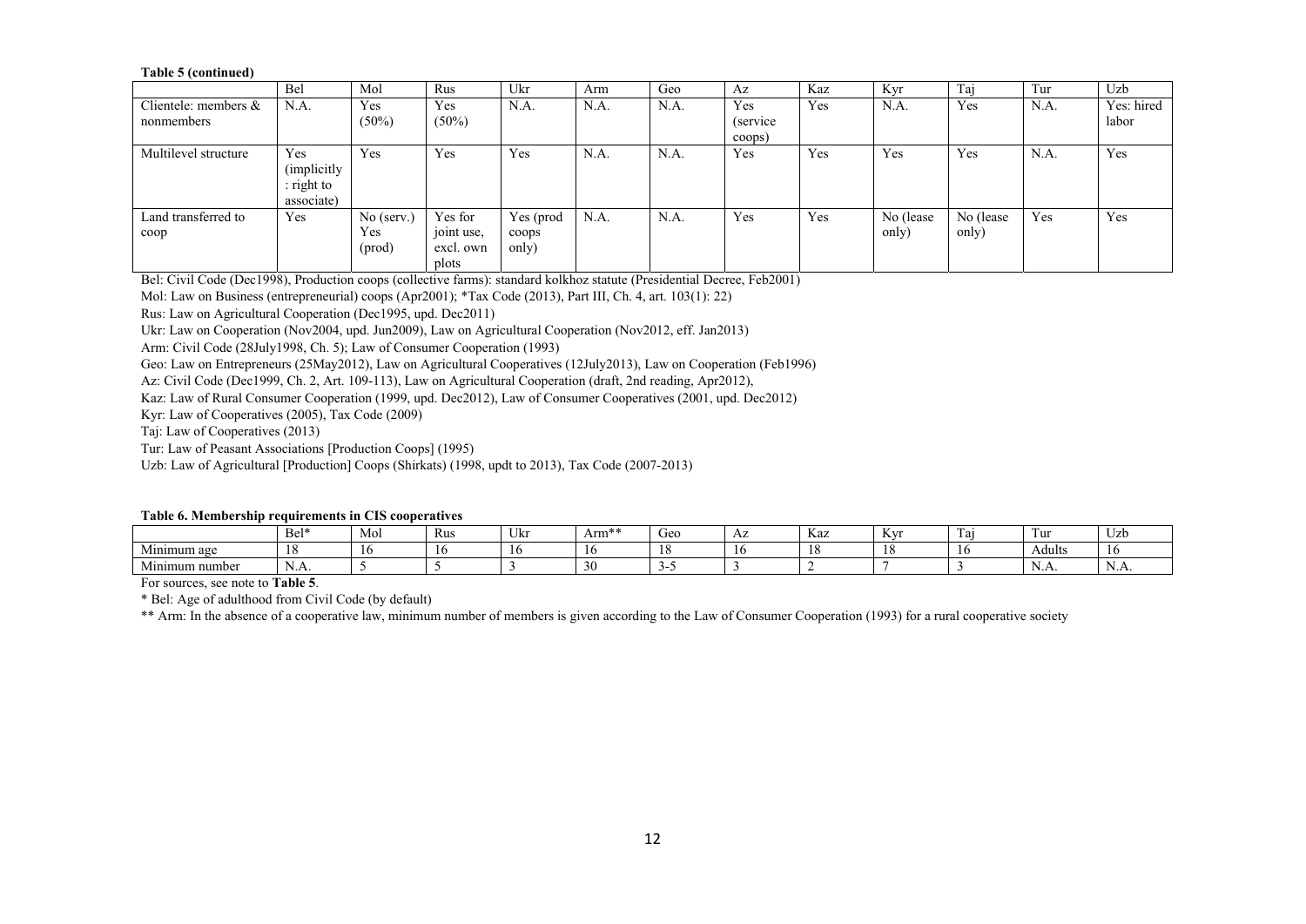**Table 5 (continued)**

| | Bel | Mol | Rus | Ukr | Arm | Geo | Az | Kaz | Kyr | Taj | Tur | Uzb |
|---|---|---|---|---|---|---|---|---|---|---|---|---|
| Clientele: members & nonmembers | N.A. | Yes (50%) | Yes (50%) | N.A. | N.A. | N.A. | Yes (service coops) | Yes | N.A. | Yes | N.A. | Yes: hired labor |
| Multilevel structure | Yes (implicitly: right to associate) | Yes | Yes | Yes | N.A. | N.A. | Yes | Yes | Yes | Yes | N.A. | Yes |
| Land transferred to coop | Yes | No (serv.) Yes (prod) | Yes for joint use, excl. own plots | Yes (prod coops only) | N.A. | N.A. | Yes | Yes | No (lease only) | No (lease only) | Yes | Yes |

Bel: Civil Code (Dec1998), Production coops (collective farms): standard kolkhoz statute (Presidential Decree, Feb2001)

Mol: Law on Business (entrepreneurial) coops (Apr2001); *Tax Code (2013), Part III, Ch. 4, art. 103(1): 22)

Rus: Law on Agricultural Cooperation (Dec1995, upd. Dec2011)

Ukr: Law on Cooperation (Nov2004, upd. Jun2009), Law on Agricultural Cooperation (Nov2012, eff. Jan2013)

Arm: Civil Code (28July1998, Ch. 5); Law of Consumer Cooperation (1993)

Geo: Law on Entrepreneurs (25May2012), Law on Agricultural Cooperatives (12July2013), Law on Cooperation (Feb1996)

Az: Civil Code (Dec1999, Ch. 2, Art. 109-113), Law on Agricultural Cooperation (draft, 2nd reading, Apr2012),

Kaz: Law of Rural Consumer Cooperation (1999, upd. Dec2012), Law of Consumer Cooperatives (2001, upd. Dec2012)

Kyr: Law of Cooperatives (2005), Tax Code (2009)

Taj: Law of Cooperatives (2013)

Tur: Law of Peasant Associations [Production Coops] (1995)

Uzb: Law of Agricultural [Production] Coops (Shirkats) (1998, updt to 2013), Tax Code (2007-2013)

**Table 6. Membership requirements in CIS cooperatives**

| | Bel* | Mol | Rus | Ukr | Arm** | Geo | Az | Kaz | Kyr | Taj | Tur | Uzb |
|---|---|---|---|---|---|---|---|---|---|---|---|---|
| Minimum age | 18 | 16 | 16 | 16 | 16 | 18 | 16 | 18 | 18 | 16 | Adults | 16 |
| Minimum number | N.A. | 5 | 5 | 3 | 30 | 3-5 | 3 | 2 | 7 | 3 | N.A. | N.A. |

For sources, see note to **Table 5**.

* Bel: Age of adulthood from Civil Code (by default)

** Arm: In the absence of a cooperative law, minimum number of members is given according to the Law of Consumer Cooperation (1993) for a rural cooperative society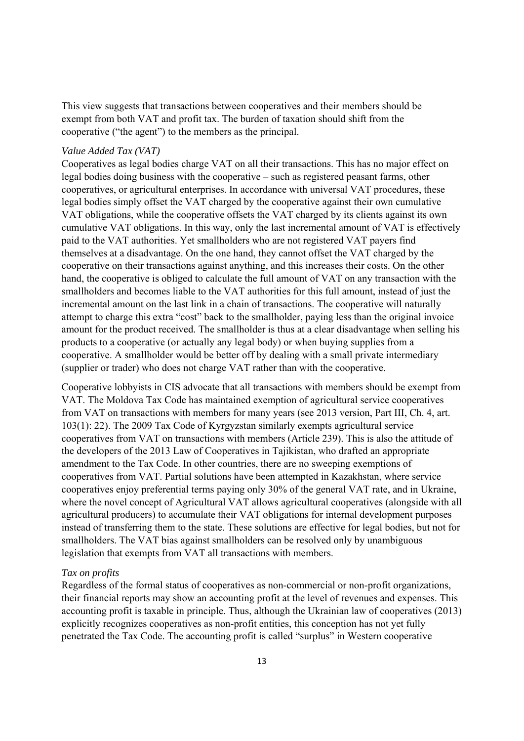This view suggests that transactions between cooperatives and their members should be exempt from both VAT and profit tax. The burden of taxation should shift from the cooperative ("the agent") to the members as the principal.

*Value Added Tax (VAT)*

Cooperatives as legal bodies charge VAT on all their transactions. This has no major effect on legal bodies doing business with the cooperative – such as registered peasant farms, other cooperatives, or agricultural enterprises. In accordance with universal VAT procedures, these legal bodies simply offset the VAT charged by the cooperative against their own cumulative VAT obligations, while the cooperative offsets the VAT charged by its clients against its own cumulative VAT obligations. In this way, only the last incremental amount of VAT is effectively paid to the VAT authorities. Yet smallholders who are not registered VAT payers find themselves at a disadvantage. On the one hand, they cannot offset the VAT charged by the cooperative on their transactions against anything, and this increases their costs. On the other hand, the cooperative is obliged to calculate the full amount of VAT on any transaction with the smallholders and becomes liable to the VAT authorities for this full amount, instead of just the incremental amount on the last link in a chain of transactions. The cooperative will naturally attempt to charge this extra "cost" back to the smallholder, paying less than the original invoice amount for the product received. The smallholder is thus at a clear disadvantage when selling his products to a cooperative (or actually any legal body) or when buying supplies from a cooperative. A smallholder would be better off by dealing with a small private intermediary (supplier or trader) who does not charge VAT rather than with the cooperative.

Cooperative lobbyists in CIS advocate that all transactions with members should be exempt from VAT. The Moldova Tax Code has maintained exemption of agricultural service cooperatives from VAT on transactions with members for many years (see 2013 version, Part III, Ch. 4, art. 103(1): 22). The 2009 Tax Code of Kyrgyzstan similarly exempts agricultural service cooperatives from VAT on transactions with members (Article 239). This is also the attitude of the developers of the 2013 Law of Cooperatives in Tajikistan, who drafted an appropriate amendment to the Tax Code. In other countries, there are no sweeping exemptions of cooperatives from VAT. Partial solutions have been attempted in Kazakhstan, where service cooperatives enjoy preferential terms paying only 30% of the general VAT rate, and in Ukraine, where the novel concept of Agricultural VAT allows agricultural cooperatives (alongside with all agricultural producers) to accumulate their VAT obligations for internal development purposes instead of transferring them to the state. These solutions are effective for legal bodies, but not for smallholders. The VAT bias against smallholders can be resolved only by unambiguous legislation that exempts from VAT all transactions with members.

*Tax on profits*

Regardless of the formal status of cooperatives as non-commercial or non-profit organizations, their financial reports may show an accounting profit at the level of revenues and expenses. This accounting profit is taxable in principle. Thus, although the Ukrainian law of cooperatives (2013) explicitly recognizes cooperatives as non-profit entities, this conception has not yet fully penetrated the Tax Code. The accounting profit is called "surplus" in Western cooperative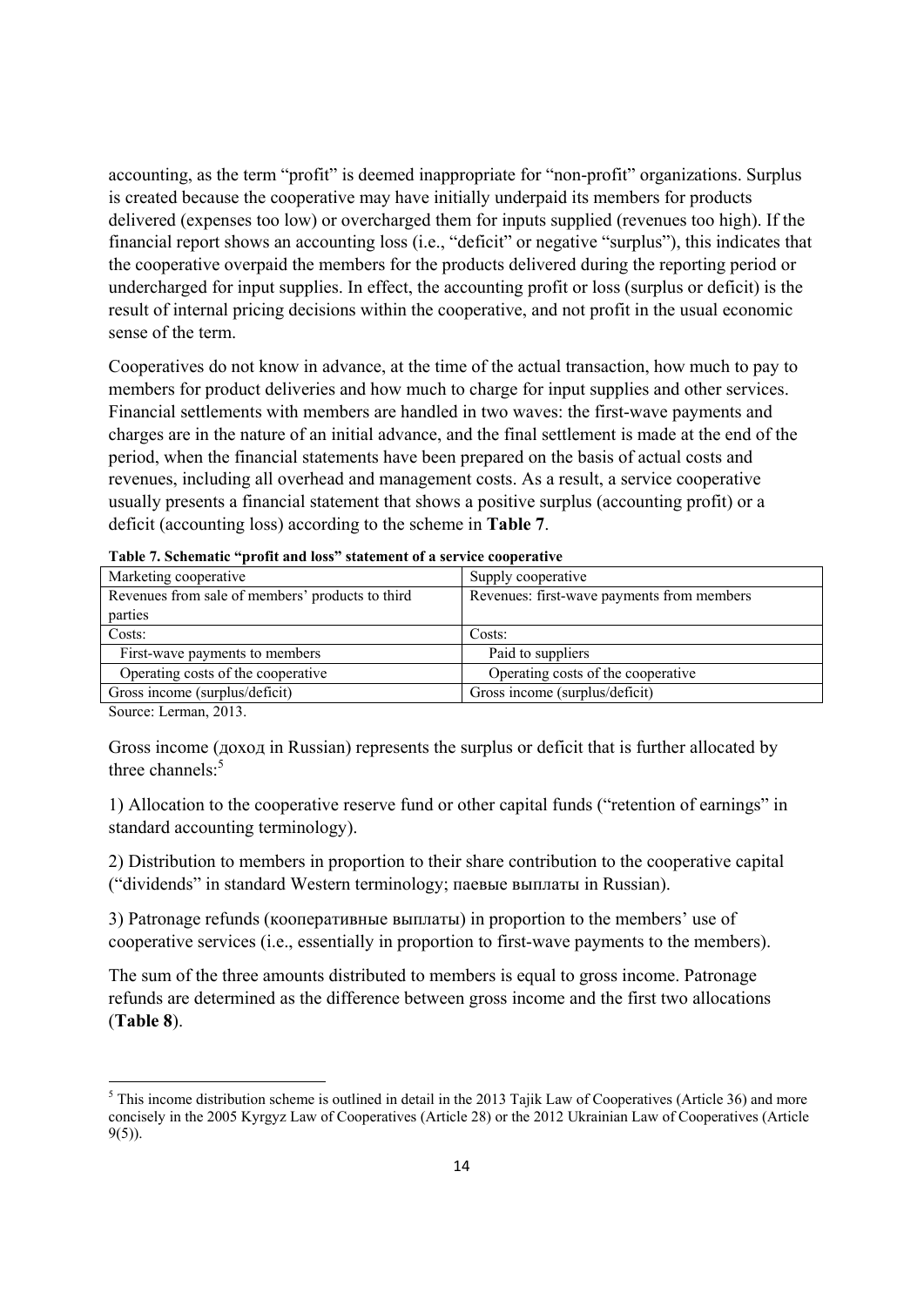accounting, as the term "profit" is deemed inappropriate for "non-profit" organizations. Surplus is created because the cooperative may have initially underpaid its members for products delivered (expenses too low) or overcharged them for inputs supplied (revenues too high). If the financial report shows an accounting loss (i.e., "deficit" or negative "surplus"), this indicates that the cooperative overpaid the members for the products delivered during the reporting period or undercharged for input supplies. In effect, the accounting profit or loss (surplus or deficit) is the result of internal pricing decisions within the cooperative, and not profit in the usual economic sense of the term.

Cooperatives do not know in advance, at the time of the actual transaction, how much to pay to members for product deliveries and how much to charge for input supplies and other services. Financial settlements with members are handled in two waves: the first-wave payments and charges are in the nature of an initial advance, and the final settlement is made at the end of the period, when the financial statements have been prepared on the basis of actual costs and revenues, including all overhead and management costs. As a result, a service cooperative usually presents a financial statement that shows a positive surplus (accounting profit) or a deficit (accounting loss) according to the scheme in **Table 7**.

**Table 7. Schematic "profit and loss" statement of a service cooperative**

| Marketing cooperative | Supply cooperative |
|---|---|
| Revenues from sale of members' products to third parties | Revenues: first-wave payments from members |
| Costs: | Costs: |
| First-wave payments to members | Paid to suppliers |
| Operating costs of the cooperative | Operating costs of the cooperative |
| Gross income (surplus/deficit) | Gross income (surplus/deficit) |

Source: Lerman, 2013.

Gross income (доход in Russian) represents the surplus or deficit that is further allocated by three channels:[5]

1) Allocation to the cooperative reserve fund or other capital funds ("retention of earnings" in standard accounting terminology).

2) Distribution to members in proportion to their share contribution to the cooperative capital ("dividends" in standard Western terminology; паевые выплаты in Russian).

3) Patronage refunds (кооперативные выплаты) in proportion to the members' use of cooperative services (i.e., essentially in proportion to first-wave payments to the members).

The sum of the three amounts distributed to members is equal to gross income. Patronage refunds are determined as the difference between gross income and the first two allocations (**Table 8**).

[5] This income distribution scheme is outlined in detail in the 2013 Tajik Law of Cooperatives (Article 36) and more concisely in the 2005 Kyrgyz Law of Cooperatives (Article 28) or the 2012 Ukrainian Law of Cooperatives (Article 9(5)).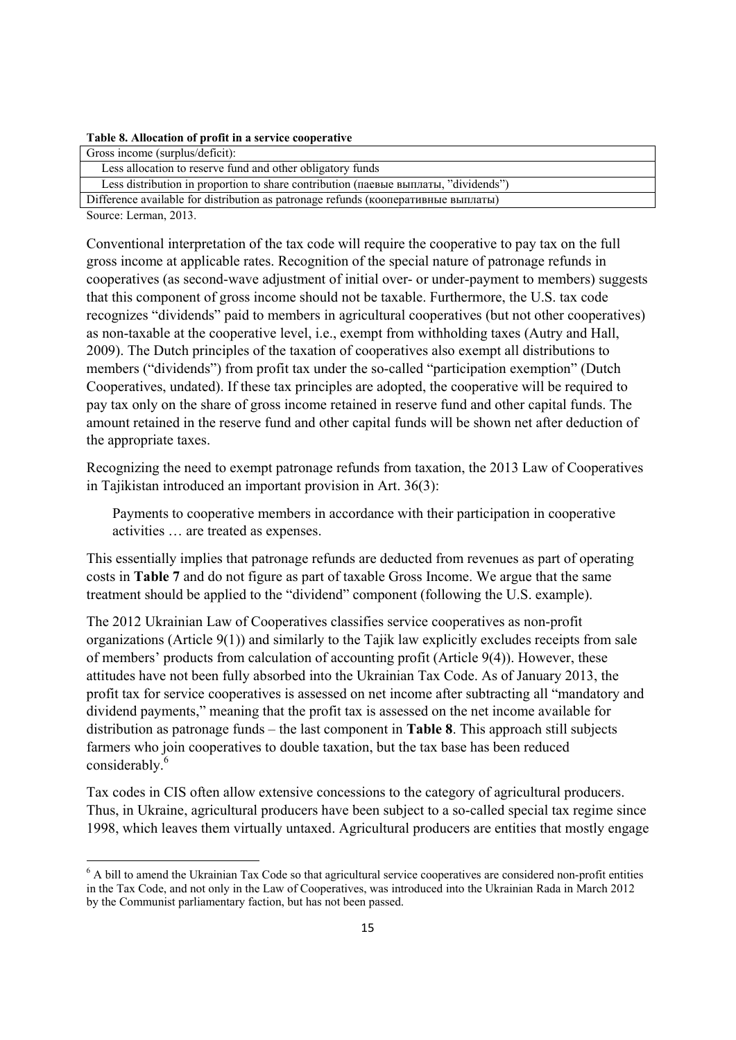**Table 8. Allocation of profit in a service cooperative**

| Gross income (surplus/deficit): |
| --- |
| Less allocation to reserve fund and other obligatory funds |
| Less distribution in proportion to share contribution (паевые выплаты, "dividends") |
| Difference available for distribution as patronage refunds (кооперативные выплаты) |

Source: Lerman, 2013.

Conventional interpretation of the tax code will require the cooperative to pay tax on the full gross income at applicable rates. Recognition of the special nature of patronage refunds in cooperatives (as second-wave adjustment of initial over- or under-payment to members) suggests that this component of gross income should not be taxable. Furthermore, the U.S. tax code recognizes "dividends" paid to members in agricultural cooperatives (but not other cooperatives) as non-taxable at the cooperative level, i.e., exempt from withholding taxes (Autry and Hall, 2009). The Dutch principles of the taxation of cooperatives also exempt all distributions to members ("dividends") from profit tax under the so-called "participation exemption" (Dutch Cooperatives, undated). If these tax principles are adopted, the cooperative will be required to pay tax only on the share of gross income retained in reserve fund and other capital funds. The amount retained in the reserve fund and other capital funds will be shown net after deduction of the appropriate taxes.

Recognizing the need to exempt patronage refunds from taxation, the 2013 Law of Cooperatives in Tajikistan introduced an important provision in Art. 36(3):

> Payments to cooperative members in accordance with their participation in cooperative activities … are treated as expenses.

This essentially implies that patronage refunds are deducted from revenues as part of operating costs in **Table 7** and do not figure as part of taxable Gross Income. We argue that the same treatment should be applied to the "dividend" component (following the U.S. example).

The 2012 Ukrainian Law of Cooperatives classifies service cooperatives as non-profit organizations (Article 9(1)) and similarly to the Tajik law explicitly excludes receipts from sale of members' products from calculation of accounting profit (Article 9(4)). However, these attitudes have not been fully absorbed into the Ukrainian Tax Code. As of January 2013, the profit tax for service cooperatives is assessed on net income after subtracting all "mandatory and dividend payments," meaning that the profit tax is assessed on the net income available for distribution as patronage funds – the last component in **Table 8**. This approach still subjects farmers who join cooperatives to double taxation, but the tax base has been reduced considerably.[6]

Tax codes in CIS often allow extensive concessions to the category of agricultural producers. Thus, in Ukraine, agricultural producers have been subject to a so-called special tax regime since 1998, which leaves them virtually untaxed. Agricultural producers are entities that mostly engage

[6] A bill to amend the Ukrainian Tax Code so that agricultural service cooperatives are considered non-profit entities in the Tax Code, and not only in the Law of Cooperatives, was introduced into the Ukrainian Rada in March 2012 by the Communist parliamentary faction, but has not been passed.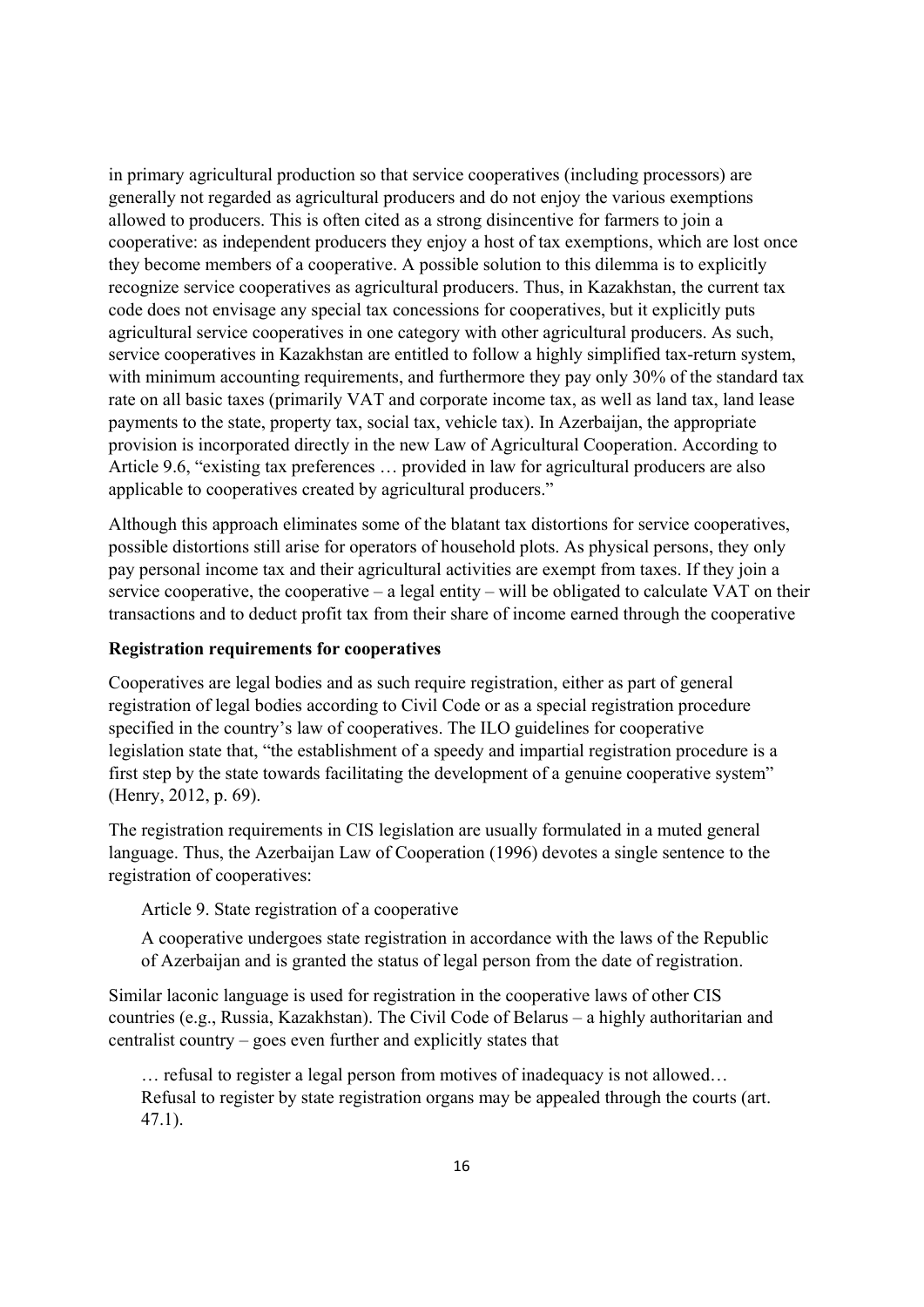in primary agricultural production so that service cooperatives (including processors) are generally not regarded as agricultural producers and do not enjoy the various exemptions allowed to producers. This is often cited as a strong disincentive for farmers to join a cooperative: as independent producers they enjoy a host of tax exemptions, which are lost once they become members of a cooperative. A possible solution to this dilemma is to explicitly recognize service cooperatives as agricultural producers. Thus, in Kazakhstan, the current tax code does not envisage any special tax concessions for cooperatives, but it explicitly puts agricultural service cooperatives in one category with other agricultural producers. As such, service cooperatives in Kazakhstan are entitled to follow a highly simplified tax-return system, with minimum accounting requirements, and furthermore they pay only 30% of the standard tax rate on all basic taxes (primarily VAT and corporate income tax, as well as land tax, land lease payments to the state, property tax, social tax, vehicle tax). In Azerbaijan, the appropriate provision is incorporated directly in the new Law of Agricultural Cooperation. According to Article 9.6, "existing tax preferences … provided in law for agricultural producers are also applicable to cooperatives created by agricultural producers."

Although this approach eliminates some of the blatant tax distortions for service cooperatives, possible distortions still arise for operators of household plots. As physical persons, they only pay personal income tax and their agricultural activities are exempt from taxes. If they join a service cooperative, the cooperative – a legal entity – will be obligated to calculate VAT on their transactions and to deduct profit tax from their share of income earned through the cooperative

**Registration requirements for cooperatives**

Cooperatives are legal bodies and as such require registration, either as part of general registration of legal bodies according to Civil Code or as a special registration procedure specified in the country's law of cooperatives. The ILO guidelines for cooperative legislation state that, "the establishment of a speedy and impartial registration procedure is a first step by the state towards facilitating the development of a genuine cooperative system" (Henry, 2012, p. 69).

The registration requirements in CIS legislation are usually formulated in a muted general language. Thus, the Azerbaijan Law of Cooperation (1996) devotes a single sentence to the registration of cooperatives:

> Article 9. State registration of a cooperative
>
> A cooperative undergoes state registration in accordance with the laws of the Republic of Azerbaijan and is granted the status of legal person from the date of registration.

Similar laconic language is used for registration in the cooperative laws of other CIS countries (e.g., Russia, Kazakhstan). The Civil Code of Belarus – a highly authoritarian and centralist country – goes even further and explicitly states that

> … refusal to register a legal person from motives of inadequacy is not allowed… Refusal to register by state registration organs may be appealed through the courts (art. 47.1).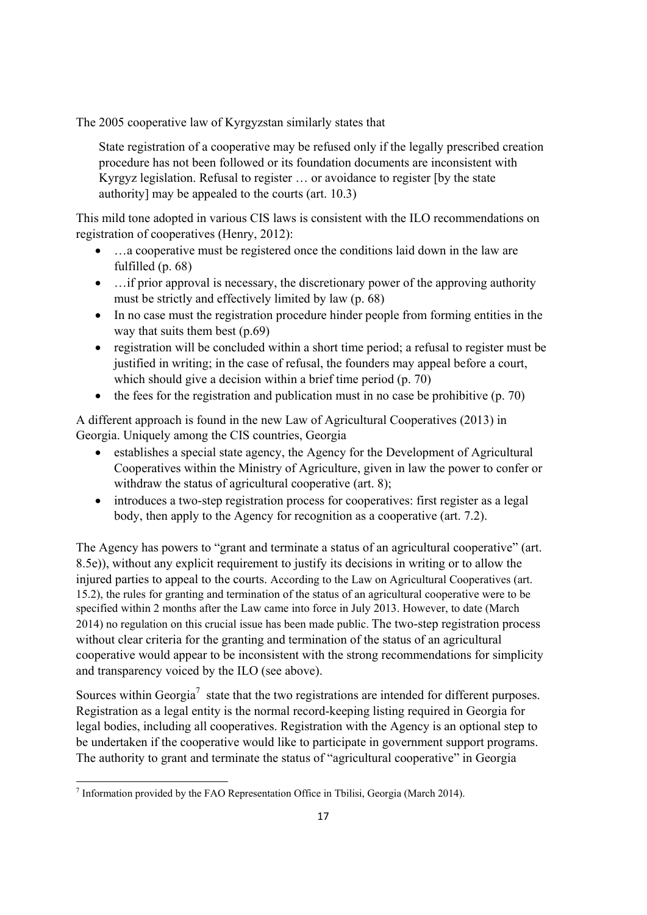The 2005 cooperative law of Kyrgyzstan similarly states that

> State registration of a cooperative may be refused only if the legally prescribed creation procedure has not been followed or its foundation documents are inconsistent with Kyrgyz legislation. Refusal to register … or avoidance to register [by the state authority] may be appealed to the courts (art. 10.3)

This mild tone adopted in various CIS laws is consistent with the ILO recommendations on registration of cooperatives (Henry, 2012):

- …a cooperative must be registered once the conditions laid down in the law are fulfilled (p. 68)
- …if prior approval is necessary, the discretionary power of the approving authority must be strictly and effectively limited by law (p. 68)
- In no case must the registration procedure hinder people from forming entities in the way that suits them best (p.69)
- registration will be concluded within a short time period; a refusal to register must be justified in writing; in the case of refusal, the founders may appeal before a court, which should give a decision within a brief time period (p. 70)
- the fees for the registration and publication must in no case be prohibitive (p. 70)

A different approach is found in the new Law of Agricultural Cooperatives (2013) in Georgia. Uniquely among the CIS countries, Georgia

- establishes a special state agency, the Agency for the Development of Agricultural Cooperatives within the Ministry of Agriculture, given in law the power to confer or withdraw the status of agricultural cooperative (art. 8);
- introduces a two-step registration process for cooperatives: first register as a legal body, then apply to the Agency for recognition as a cooperative (art. 7.2).

The Agency has powers to "grant and terminate a status of an agricultural cooperative" (art. 8.5e)), without any explicit requirement to justify its decisions in writing or to allow the injured parties to appeal to the courts. According to the Law on Agricultural Cooperatives (art. 15.2), the rules for granting and termination of the status of an agricultural cooperative were to be specified within 2 months after the Law came into force in July 2013. However, to date (March 2014) no regulation on this crucial issue has been made public. The two-step registration process without clear criteria for the granting and termination of the status of an agricultural cooperative would appear to be inconsistent with the strong recommendations for simplicity and transparency voiced by the ILO (see above).

Sources within Georgia[7] state that the two registrations are intended for different purposes. Registration as a legal entity is the normal record-keeping listing required in Georgia for legal bodies, including all cooperatives. Registration with the Agency is an optional step to be undertaken if the cooperative would like to participate in government support programs. The authority to grant and terminate the status of "agricultural cooperative" in Georgia

[7] Information provided by the FAO Representation Office in Tbilisi, Georgia (March 2014).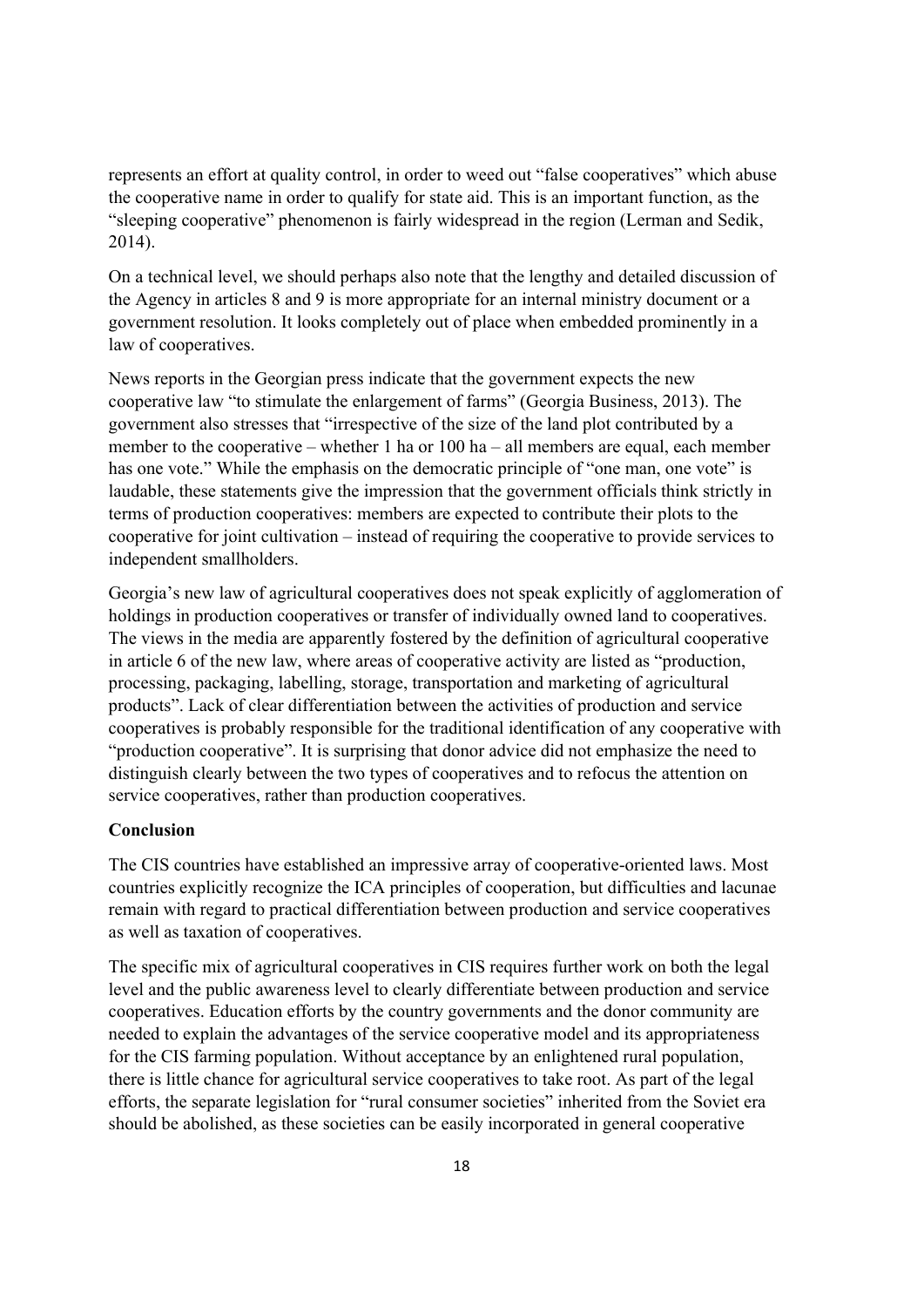represents an effort at quality control, in order to weed out "false cooperatives" which abuse the cooperative name in order to qualify for state aid. This is an important function, as the "sleeping cooperative" phenomenon is fairly widespread in the region (Lerman and Sedik, 2014).

On a technical level, we should perhaps also note that the lengthy and detailed discussion of the Agency in articles 8 and 9 is more appropriate for an internal ministry document or a government resolution. It looks completely out of place when embedded prominently in a law of cooperatives.

News reports in the Georgian press indicate that the government expects the new cooperative law "to stimulate the enlargement of farms" (Georgia Business, 2013). The government also stresses that "irrespective of the size of the land plot contributed by a member to the cooperative – whether 1 ha or 100 ha – all members are equal, each member has one vote." While the emphasis on the democratic principle of "one man, one vote" is laudable, these statements give the impression that the government officials think strictly in terms of production cooperatives: members are expected to contribute their plots to the cooperative for joint cultivation – instead of requiring the cooperative to provide services to independent smallholders.

Georgia's new law of agricultural cooperatives does not speak explicitly of agglomeration of holdings in production cooperatives or transfer of individually owned land to cooperatives. The views in the media are apparently fostered by the definition of agricultural cooperative in article 6 of the new law, where areas of cooperative activity are listed as "production, processing, packaging, labelling, storage, transportation and marketing of agricultural products". Lack of clear differentiation between the activities of production and service cooperatives is probably responsible for the traditional identification of any cooperative with "production cooperative". It is surprising that donor advice did not emphasize the need to distinguish clearly between the two types of cooperatives and to refocus the attention on service cooperatives, rather than production cooperatives.

**Conclusion**

The CIS countries have established an impressive array of cooperative-oriented laws. Most countries explicitly recognize the ICA principles of cooperation, but difficulties and lacunae remain with regard to practical differentiation between production and service cooperatives as well as taxation of cooperatives.

The specific mix of agricultural cooperatives in CIS requires further work on both the legal level and the public awareness level to clearly differentiate between production and service cooperatives. Education efforts by the country governments and the donor community are needed to explain the advantages of the service cooperative model and its appropriateness for the CIS farming population. Without acceptance by an enlightened rural population, there is little chance for agricultural service cooperatives to take root. As part of the legal efforts, the separate legislation for "rural consumer societies" inherited from the Soviet era should be abolished, as these societies can be easily incorporated in general cooperative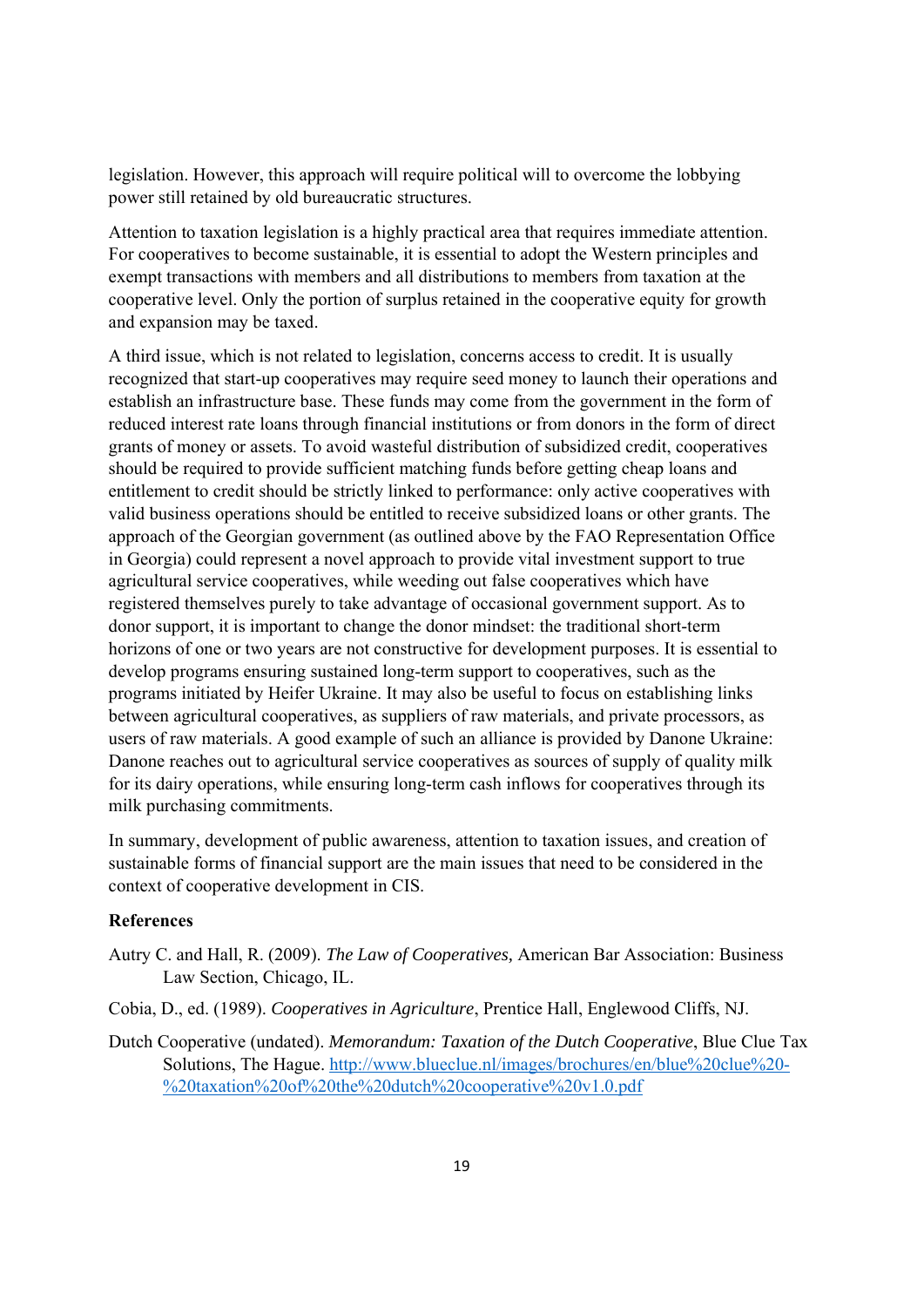legislation. However, this approach will require political will to overcome the lobbying power still retained by old bureaucratic structures.

Attention to taxation legislation is a highly practical area that requires immediate attention. For cooperatives to become sustainable, it is essential to adopt the Western principles and exempt transactions with members and all distributions to members from taxation at the cooperative level. Only the portion of surplus retained in the cooperative equity for growth and expansion may be taxed.

A third issue, which is not related to legislation, concerns access to credit. It is usually recognized that start-up cooperatives may require seed money to launch their operations and establish an infrastructure base. These funds may come from the government in the form of reduced interest rate loans through financial institutions or from donors in the form of direct grants of money or assets. To avoid wasteful distribution of subsidized credit, cooperatives should be required to provide sufficient matching funds before getting cheap loans and entitlement to credit should be strictly linked to performance: only active cooperatives with valid business operations should be entitled to receive subsidized loans or other grants. The approach of the Georgian government (as outlined above by the FAO Representation Office in Georgia) could represent a novel approach to provide vital investment support to true agricultural service cooperatives, while weeding out false cooperatives which have registered themselves purely to take advantage of occasional government support. As to donor support, it is important to change the donor mindset: the traditional short-term horizons of one or two years are not constructive for development purposes. It is essential to develop programs ensuring sustained long-term support to cooperatives, such as the programs initiated by Heifer Ukraine. It may also be useful to focus on establishing links between agricultural cooperatives, as suppliers of raw materials, and private processors, as users of raw materials. A good example of such an alliance is provided by Danone Ukraine: Danone reaches out to agricultural service cooperatives as sources of supply of quality milk for its dairy operations, while ensuring long-term cash inflows for cooperatives through its milk purchasing commitments.

In summary, development of public awareness, attention to taxation issues, and creation of sustainable forms of financial support are the main issues that need to be considered in the context of cooperative development in CIS.

**References**

Autry C. and Hall, R. (2009). *The Law of Cooperatives,* American Bar Association: Business Law Section, Chicago, IL.

Cobia, D., ed. (1989). *Cooperatives in Agriculture*, Prentice Hall, Englewood Cliffs, NJ.

Dutch Cooperative (undated). *Memorandum: Taxation of the Dutch Cooperative*, Blue Clue Tax Solutions, The Hague. http://www.blueclue.nl/images/brochures/en/blue%20clue%20-%20taxation%20of%20the%20dutch%20cooperative%20v1.0.pdf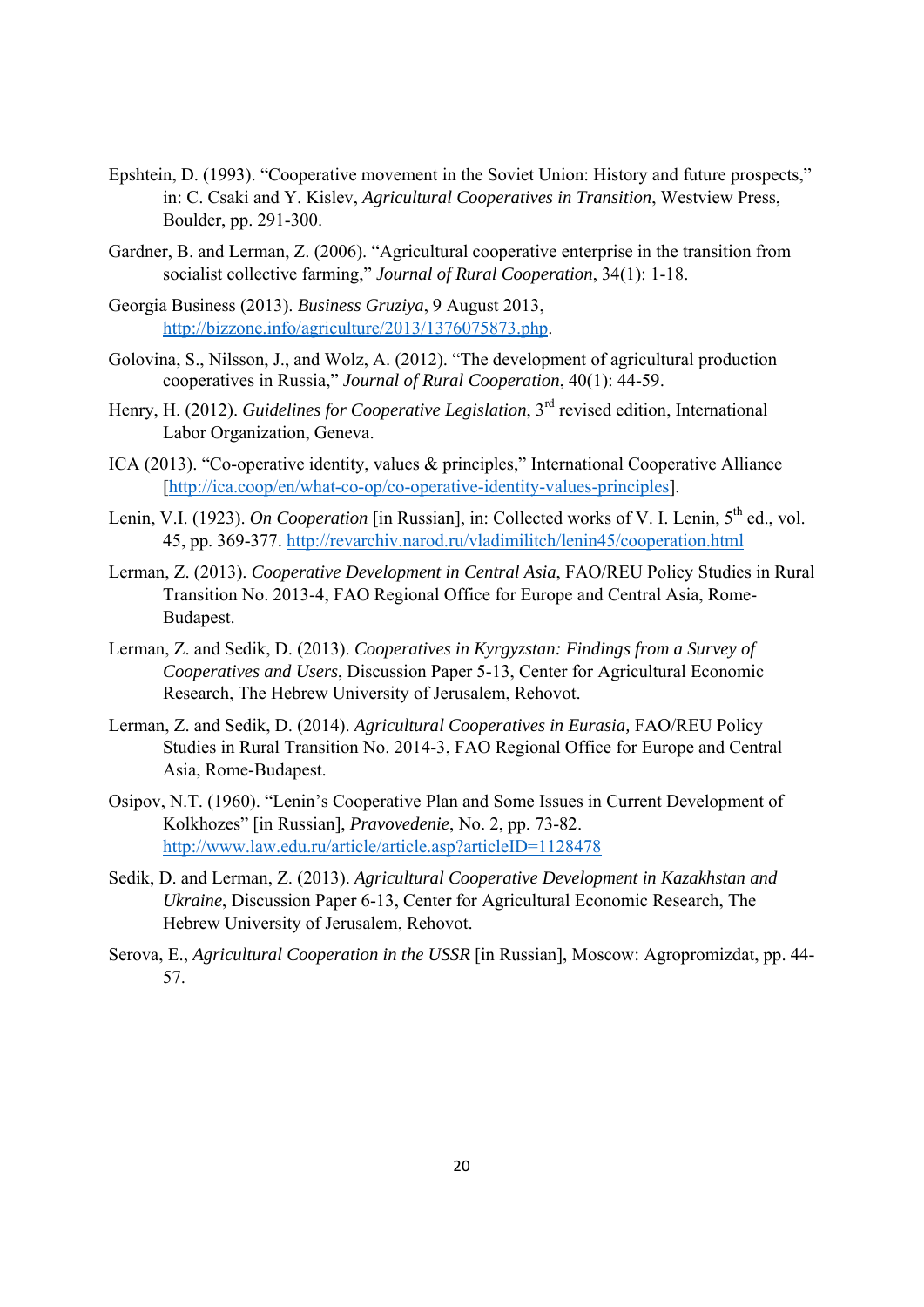Epshtein, D. (1993). "Cooperative movement in the Soviet Union: History and future prospects," in: C. Csaki and Y. Kislev, *Agricultural Cooperatives in Transition*, Westview Press, Boulder, pp. 291-300.

Gardner, B. and Lerman, Z. (2006). "Agricultural cooperative enterprise in the transition from socialist collective farming," *Journal of Rural Cooperation*, 34(1): 1-18.

Georgia Business (2013). *Business Gruziya*, 9 August 2013, http://bizzone.info/agriculture/2013/1376075873.php.

Golovina, S., Nilsson, J., and Wolz, A. (2012). "The development of agricultural production cooperatives in Russia," *Journal of Rural Cooperation*, 40(1): 44-59.

Henry, H. (2012). *Guidelines for Cooperative Legislation*, 3rd revised edition, International Labor Organization, Geneva.

ICA (2013). "Co-operative identity, values & principles," International Cooperative Alliance [http://ica.coop/en/what-co-op/co-operative-identity-values-principles].

Lenin, V.I. (1923). *On Cooperation* [in Russian], in: Collected works of V. I. Lenin, 5th ed., vol. 45, pp. 369-377. http://revarchiv.narod.ru/vladimilitch/lenin45/cooperation.html

Lerman, Z. (2013). *Cooperative Development in Central Asia*, FAO/REU Policy Studies in Rural Transition No. 2013-4, FAO Regional Office for Europe and Central Asia, Rome-Budapest.

Lerman, Z. and Sedik, D. (2013). *Cooperatives in Kyrgyzstan: Findings from a Survey of Cooperatives and Users*, Discussion Paper 5-13, Center for Agricultural Economic Research, The Hebrew University of Jerusalem, Rehovot.

Lerman, Z. and Sedik, D. (2014). *Agricultural Cooperatives in Eurasia,* FAO/REU Policy Studies in Rural Transition No. 2014-3, FAO Regional Office for Europe and Central Asia, Rome-Budapest.

Osipov, N.T. (1960). "Lenin's Cooperative Plan and Some Issues in Current Development of Kolkhozes" [in Russian], *Pravovedenie*, No. 2, pp. 73-82. http://www.law.edu.ru/article/article.asp?articleID=1128478

Sedik, D. and Lerman, Z. (2013). *Agricultural Cooperative Development in Kazakhstan and Ukraine*, Discussion Paper 6-13, Center for Agricultural Economic Research, The Hebrew University of Jerusalem, Rehovot.

Serova, E., *Agricultural Cooperation in the USSR* [in Russian], Moscow: Agropromizdat, pp. 44-57.